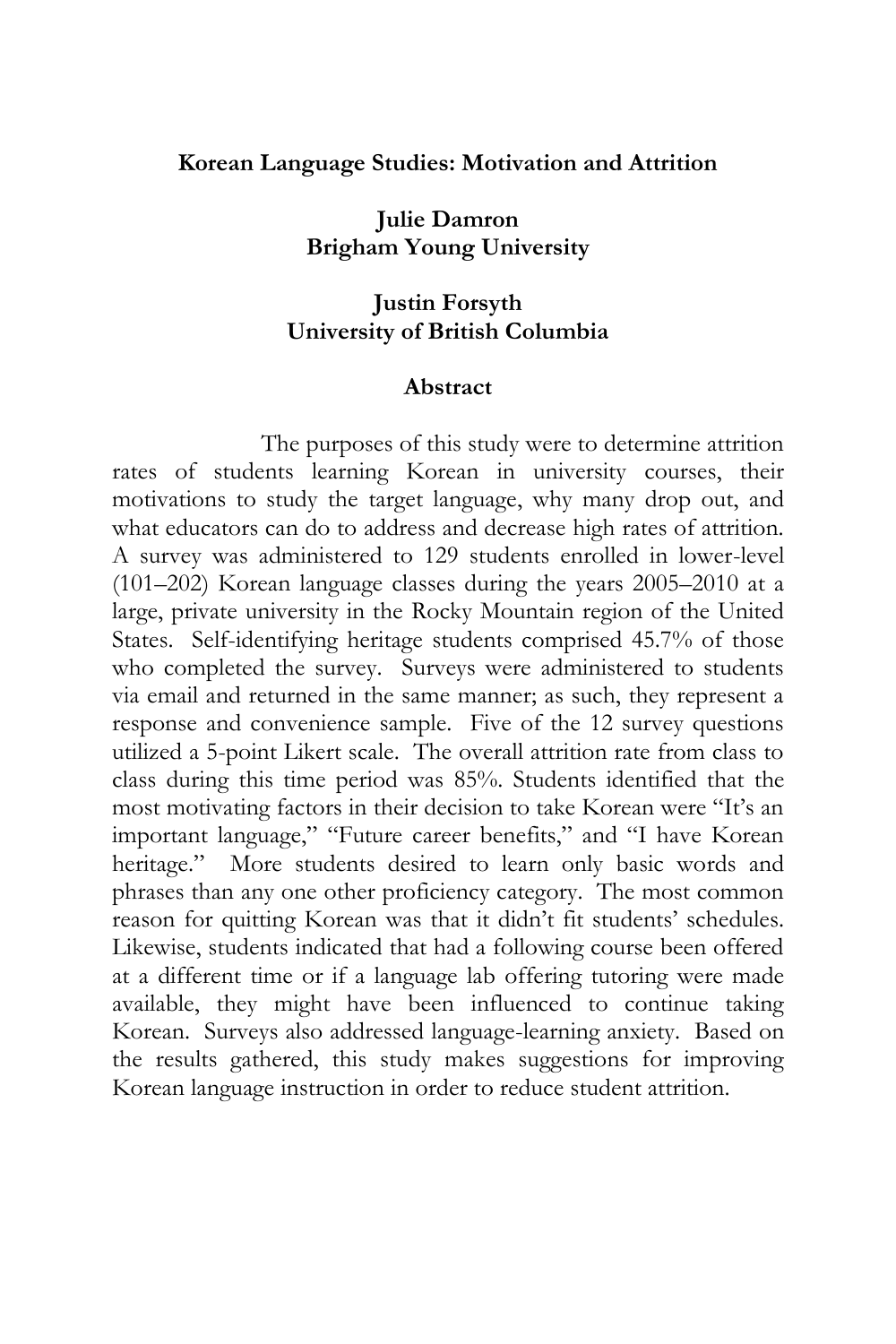# Korean Language Studies: Motivation and Attrition

**Julie Damron**
**Brigham Young University**

**Justin Forsyth**
**University of British Columbia**

## Abstract

The purposes of this study were to determine attrition rates of students learning Korean in university courses, their motivations to study the target language, why many drop out, and what educators can do to address and decrease high rates of attrition. A survey was administered to 129 students enrolled in lower-level (101–202) Korean language classes during the years 2005–2010 at a large, private university in the Rocky Mountain region of the United States. Self-identifying heritage students comprised 45.7% of those who completed the survey. Surveys were administered to students via email and returned in the same manner; as such, they represent a response and convenience sample. Five of the 12 survey questions utilized a 5-point Likert scale. The overall attrition rate from class to class during this time period was 85%. Students identified that the most motivating factors in their decision to take Korean were "It's an important language," "Future career benefits," and "I have Korean heritage." More students desired to learn only basic words and phrases than any one other proficiency category. The most common reason for quitting Korean was that it didn't fit students' schedules. Likewise, students indicated that had a following course been offered at a different time or if a language lab offering tutoring were made available, they might have been influenced to continue taking Korean. Surveys also addressed language-learning anxiety. Based on the results gathered, this study makes suggestions for improving Korean language instruction in order to reduce student attrition.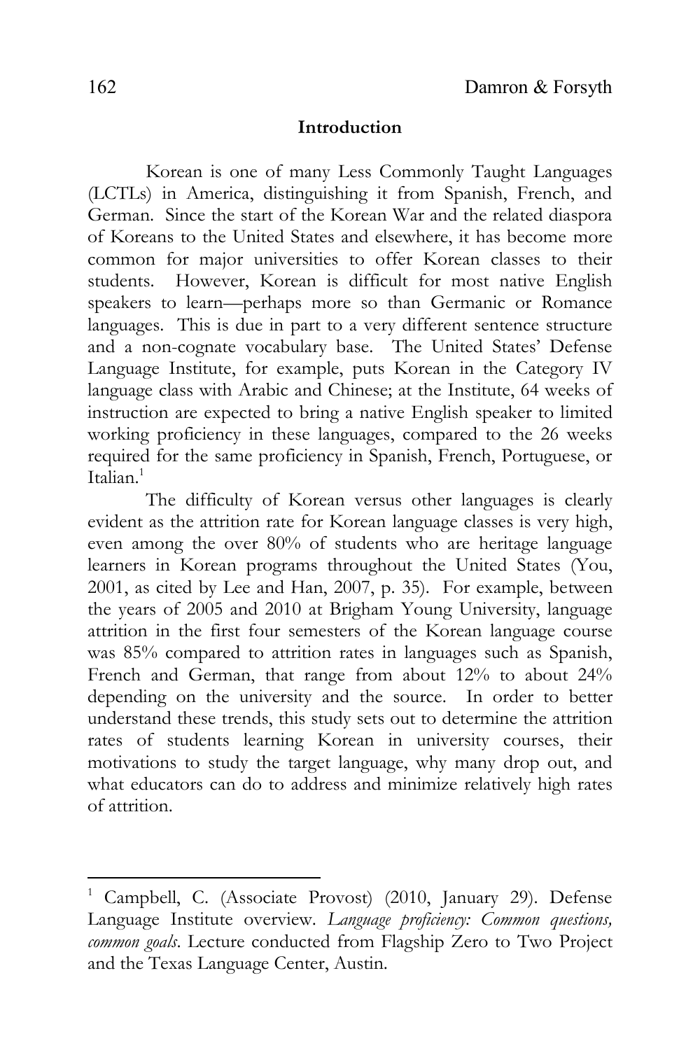## Introduction

Korean is one of many Less Commonly Taught Languages (LCTLs) in America, distinguishing it from Spanish, French, and German. Since the start of the Korean War and the related diaspora of Koreans to the United States and elsewhere, it has become more common for major universities to offer Korean classes to their students. However, Korean is difficult for most native English speakers to learn—perhaps more so than Germanic or Romance languages. This is due in part to a very different sentence structure and a non-cognate vocabulary base. The United States' Defense Language Institute, for example, puts Korean in the Category IV language class with Arabic and Chinese; at the Institute, 64 weeks of instruction are expected to bring a native English speaker to limited working proficiency in these languages, compared to the 26 weeks required for the same proficiency in Spanish, French, Portuguese, or Italian.[1]

The difficulty of Korean versus other languages is clearly evident as the attrition rate for Korean language classes is very high, even among the over 80% of students who are heritage language learners in Korean programs throughout the United States (You, 2001, as cited by Lee and Han, 2007, p. 35). For example, between the years of 2005 and 2010 at Brigham Young University, language attrition in the first four semesters of the Korean language course was 85% compared to attrition rates in languages such as Spanish, French and German, that range from about 12% to about 24% depending on the university and the source. In order to better understand these trends, this study sets out to determine the attrition rates of students learning Korean in university courses, their motivations to study the target language, why many drop out, and what educators can do to address and minimize relatively high rates of attrition.

---

[1] Campbell, C. (Associate Provost) (2010, January 29). Defense Language Institute overview. *Language proficiency: Common questions, common goals*. Lecture conducted from Flagship Zero to Two Project and the Texas Language Center, Austin.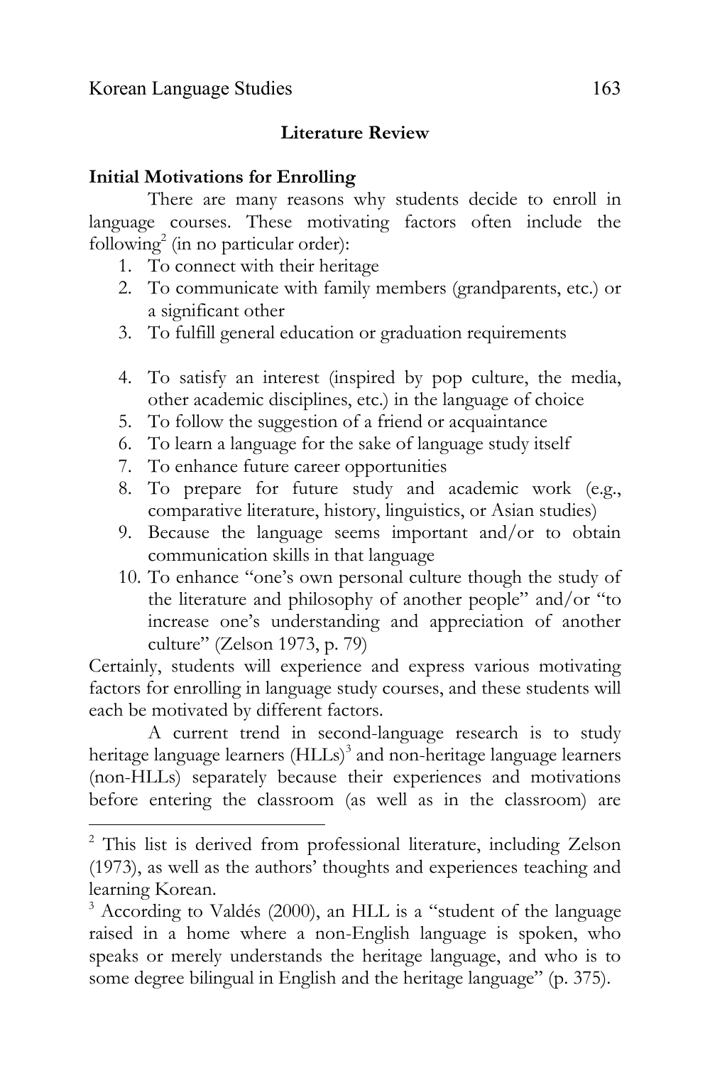## Literature Review

### Initial Motivations for Enrolling

There are many reasons why students decide to enroll in language courses. These motivating factors often include the following[2] (in no particular order):

1. To connect with their heritage
2. To communicate with family members (grandparents, etc.) or a significant other
3. To fulfill general education or graduation requirements
4. To satisfy an interest (inspired by pop culture, the media, other academic disciplines, etc.) in the language of choice
5. To follow the suggestion of a friend or acquaintance
6. To learn a language for the sake of language study itself
7. To enhance future career opportunities
8. To prepare for future study and academic work (e.g., comparative literature, history, linguistics, or Asian studies)
9. Because the language seems important and/or to obtain communication skills in that language
10. To enhance "one's own personal culture though the study of the literature and philosophy of another people" and/or "to increase one's understanding and appreciation of another culture" (Zelson 1973, p. 79)

Certainly, students will experience and express various motivating factors for enrolling in language study courses, and these students will each be motivated by different factors.

A current trend in second-language research is to study heritage language learners (HLLs)[3] and non-heritage language learners (non-HLLs) separately because their experiences and motivations before entering the classroom (as well as in the classroom) are

---

[2] This list is derived from professional literature, including Zelson (1973), as well as the authors' thoughts and experiences teaching and learning Korean.

[3] According to Valdés (2000), an HLL is a "student of the language raised in a home where a non-English language is spoken, who speaks or merely understands the heritage language, and who is to some degree bilingual in English and the heritage language" (p. 375).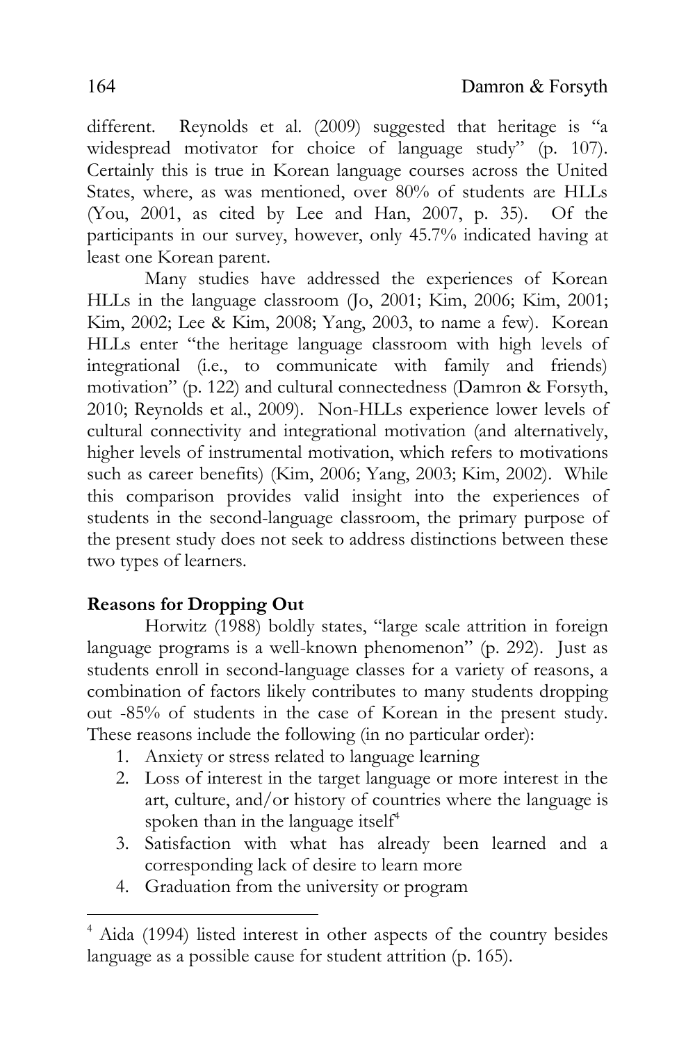different. Reynolds et al. (2009) suggested that heritage is "a widespread motivator for choice of language study" (p. 107). Certainly this is true in Korean language courses across the United States, where, as was mentioned, over 80% of students are HLLs (You, 2001, as cited by Lee and Han, 2007, p. 35). Of the participants in our survey, however, only 45.7% indicated having at least one Korean parent.

Many studies have addressed the experiences of Korean HLLs in the language classroom (Jo, 2001; Kim, 2006; Kim, 2001; Kim, 2002; Lee & Kim, 2008; Yang, 2003, to name a few). Korean HLLs enter "the heritage language classroom with high levels of integrational (i.e., to communicate with family and friends) motivation" (p. 122) and cultural connectedness (Damron & Forsyth, 2010; Reynolds et al., 2009). Non-HLLs experience lower levels of cultural connectivity and integrational motivation (and alternatively, higher levels of instrumental motivation, which refers to motivations such as career benefits) (Kim, 2006; Yang, 2003; Kim, 2002). While this comparison provides valid insight into the experiences of students in the second-language classroom, the primary purpose of the present study does not seek to address distinctions between these two types of learners.

**Reasons for Dropping Out**

Horwitz (1988) boldly states, "large scale attrition in foreign language programs is a well-known phenomenon" (p. 292). Just as students enroll in second-language classes for a variety of reasons, a combination of factors likely contributes to many students dropping out -85% of students in the case of Korean in the present study. These reasons include the following (in no particular order):

1. Anxiety or stress related to language learning
2. Loss of interest in the target language or more interest in the art, culture, and/or history of countries where the language is spoken than in the language itself[4]
3. Satisfaction with what has already been learned and a corresponding lack of desire to learn more
4. Graduation from the university or program

[4] Aida (1994) listed interest in other aspects of the country besides language as a possible cause for student attrition (p. 165).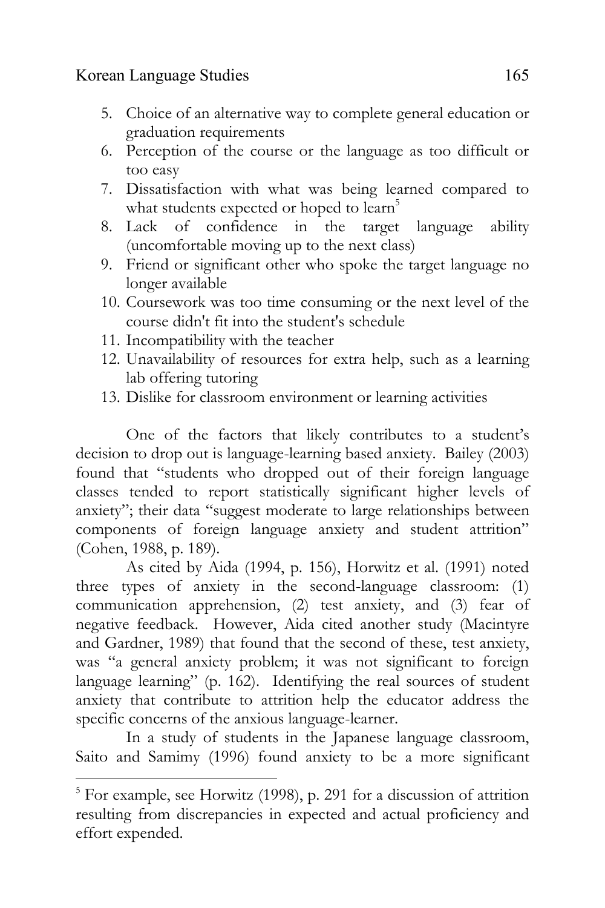5. Choice of an alternative way to complete general education or graduation requirements
6. Perception of the course or the language as too difficult or too easy
7. Dissatisfaction with what was being learned compared to what students expected or hoped to learn[5]
8. Lack of confidence in the target language ability (uncomfortable moving up to the next class)
9. Friend or significant other who spoke the target language no longer available
10. Coursework was too time consuming or the next level of the course didn't fit into the student's schedule
11. Incompatibility with the teacher
12. Unavailability of resources for extra help, such as a learning lab offering tutoring
13. Dislike for classroom environment or learning activities

One of the factors that likely contributes to a student's decision to drop out is language-learning based anxiety. Bailey (2003) found that "students who dropped out of their foreign language classes tended to report statistically significant higher levels of anxiety"; their data "suggest moderate to large relationships between components of foreign language anxiety and student attrition" (Cohen, 1988, p. 189).

As cited by Aida (1994, p. 156), Horwitz et al. (1991) noted three types of anxiety in the second-language classroom: (1) communication apprehension, (2) test anxiety, and (3) fear of negative feedback. However, Aida cited another study (Macintyre and Gardner, 1989) that found that the second of these, test anxiety, was "a general anxiety problem; it was not significant to foreign language learning" (p. 162). Identifying the real sources of student anxiety that contribute to attrition help the educator address the specific concerns of the anxious language-learner.

In a study of students in the Japanese language classroom, Saito and Samimy (1996) found anxiety to be a more significant

---

[5] For example, see Horwitz (1998), p. 291 for a discussion of attrition resulting from discrepancies in expected and actual proficiency and effort expended.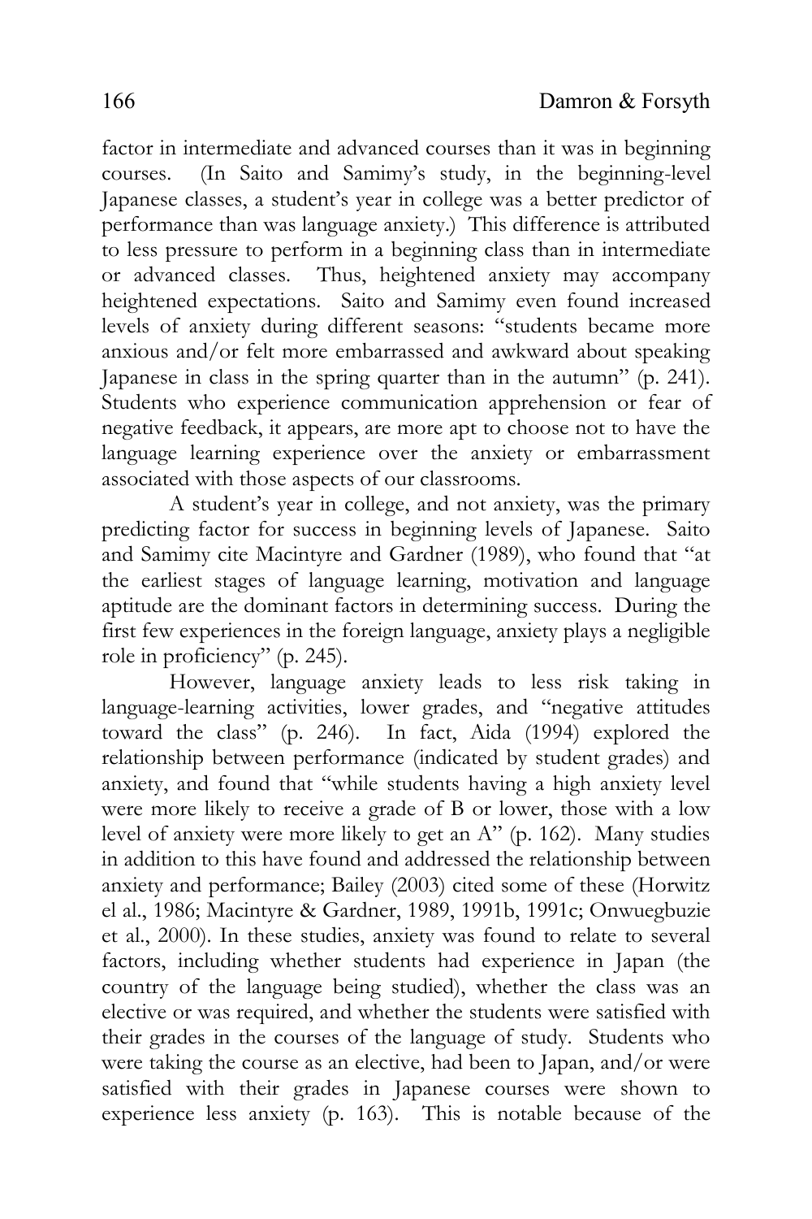factor in intermediate and advanced courses than it was in beginning courses. (In Saito and Samimy's study, in the beginning-level Japanese classes, a student's year in college was a better predictor of performance than was language anxiety.) This difference is attributed to less pressure to perform in a beginning class than in intermediate or advanced classes. Thus, heightened anxiety may accompany heightened expectations. Saito and Samimy even found increased levels of anxiety during different seasons: "students became more anxious and/or felt more embarrassed and awkward about speaking Japanese in class in the spring quarter than in the autumn" (p. 241). Students who experience communication apprehension or fear of negative feedback, it appears, are more apt to choose not to have the language learning experience over the anxiety or embarrassment associated with those aspects of our classrooms.

A student's year in college, and not anxiety, was the primary predicting factor for success in beginning levels of Japanese. Saito and Samimy cite Macintyre and Gardner (1989), who found that "at the earliest stages of language learning, motivation and language aptitude are the dominant factors in determining success. During the first few experiences in the foreign language, anxiety plays a negligible role in proficiency" (p. 245).

However, language anxiety leads to less risk taking in language-learning activities, lower grades, and "negative attitudes toward the class" (p. 246). In fact, Aida (1994) explored the relationship between performance (indicated by student grades) and anxiety, and found that "while students having a high anxiety level were more likely to receive a grade of B or lower, those with a low level of anxiety were more likely to get an A" (p. 162). Many studies in addition to this have found and addressed the relationship between anxiety and performance; Bailey (2003) cited some of these (Horwitz el al., 1986; Macintyre & Gardner, 1989, 1991b, 1991c; Onwuegbuzie et al., 2000). In these studies, anxiety was found to relate to several factors, including whether students had experience in Japan (the country of the language being studied), whether the class was an elective or was required, and whether the students were satisfied with their grades in the courses of the language of study. Students who were taking the course as an elective, had been to Japan, and/or were satisfied with their grades in Japanese courses were shown to experience less anxiety (p. 163). This is notable because of the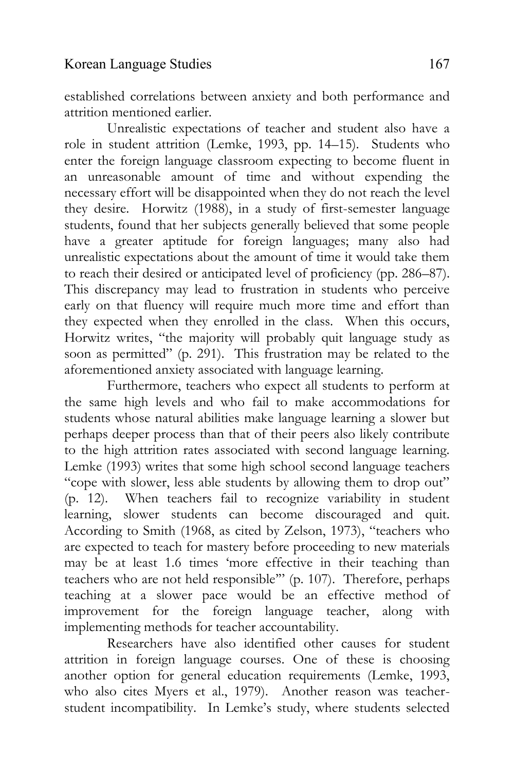established correlations between anxiety and both performance and attrition mentioned earlier.

Unrealistic expectations of teacher and student also have a role in student attrition (Lemke, 1993, pp. 14–15). Students who enter the foreign language classroom expecting to become fluent in an unreasonable amount of time and without expending the necessary effort will be disappointed when they do not reach the level they desire. Horwitz (1988), in a study of first-semester language students, found that her subjects generally believed that some people have a greater aptitude for foreign languages; many also had unrealistic expectations about the amount of time it would take them to reach their desired or anticipated level of proficiency (pp. 286–87). This discrepancy may lead to frustration in students who perceive early on that fluency will require much more time and effort than they expected when they enrolled in the class. When this occurs, Horwitz writes, "the majority will probably quit language study as soon as permitted" (p. 291). This frustration may be related to the aforementioned anxiety associated with language learning.

Furthermore, teachers who expect all students to perform at the same high levels and who fail to make accommodations for students whose natural abilities make language learning a slower but perhaps deeper process than that of their peers also likely contribute to the high attrition rates associated with second language learning. Lemke (1993) writes that some high school second language teachers "cope with slower, less able students by allowing them to drop out" (p. 12). When teachers fail to recognize variability in student learning, slower students can become discouraged and quit. According to Smith (1968, as cited by Zelson, 1973), "teachers who are expected to teach for mastery before proceeding to new materials may be at least 1.6 times 'more effective in their teaching than teachers who are not held responsible'" (p. 107). Therefore, perhaps teaching at a slower pace would be an effective method of improvement for the foreign language teacher, along with implementing methods for teacher accountability.

Researchers have also identified other causes for student attrition in foreign language courses. One of these is choosing another option for general education requirements (Lemke, 1993, who also cites Myers et al., 1979). Another reason was teacher-student incompatibility. In Lemke's study, where students selected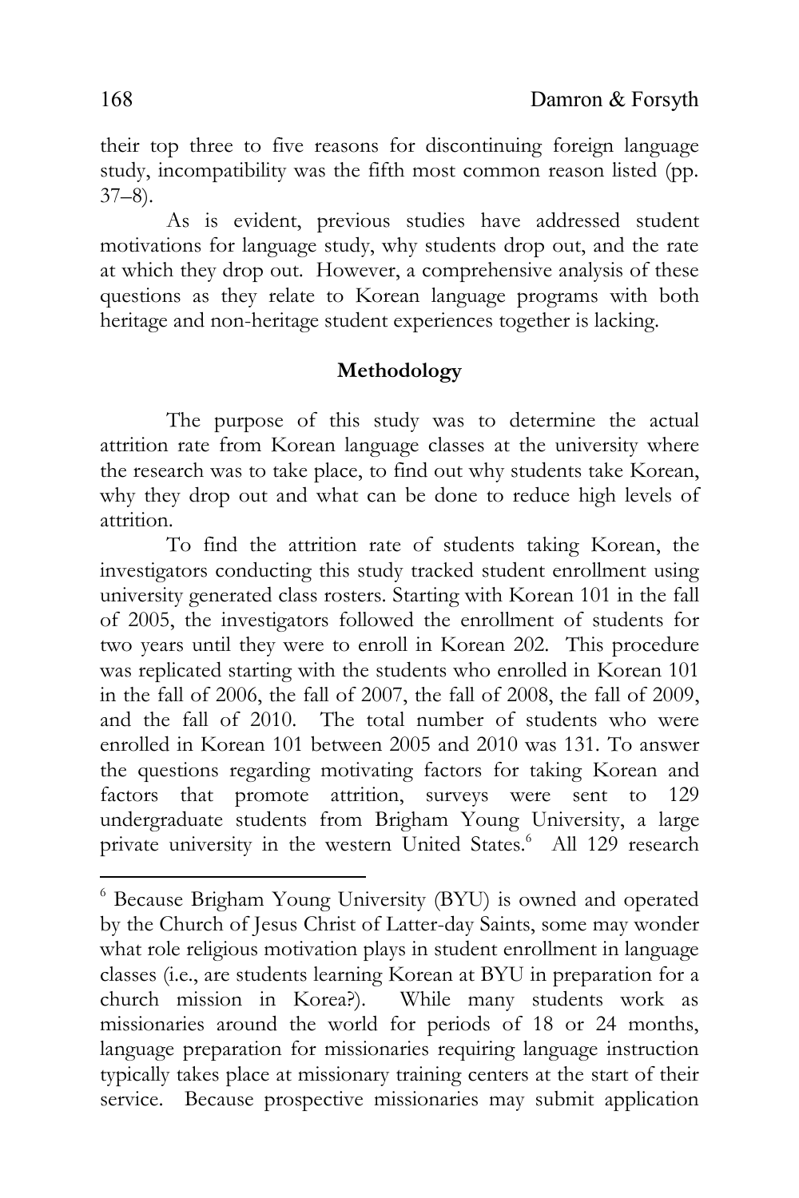their top three to five reasons for discontinuing foreign language study, incompatibility was the fifth most common reason listed (pp. 37–8).

As is evident, previous studies have addressed student motivations for language study, why students drop out, and the rate at which they drop out. However, a comprehensive analysis of these questions as they relate to Korean language programs with both heritage and non-heritage student experiences together is lacking.

## Methodology

The purpose of this study was to determine the actual attrition rate from Korean language classes at the university where the research was to take place, to find out why students take Korean, why they drop out and what can be done to reduce high levels of attrition.

To find the attrition rate of students taking Korean, the investigators conducting this study tracked student enrollment using university generated class rosters. Starting with Korean 101 in the fall of 2005, the investigators followed the enrollment of students for two years until they were to enroll in Korean 202. This procedure was replicated starting with the students who enrolled in Korean 101 in the fall of 2006, the fall of 2007, the fall of 2008, the fall of 2009, and the fall of 2010. The total number of students who were enrolled in Korean 101 between 2005 and 2010 was 131. To answer the questions regarding motivating factors for taking Korean and factors that promote attrition, surveys were sent to 129 undergraduate students from Brigham Young University, a large private university in the western United States.[6] All 129 research

---

[6] Because Brigham Young University (BYU) is owned and operated by the Church of Jesus Christ of Latter-day Saints, some may wonder what role religious motivation plays in student enrollment in language classes (i.e., are students learning Korean at BYU in preparation for a church mission in Korea?). While many students work as missionaries around the world for periods of 18 or 24 months, language preparation for missionaries requiring language instruction typically takes place at missionary training centers at the start of their service. Because prospective missionaries may submit application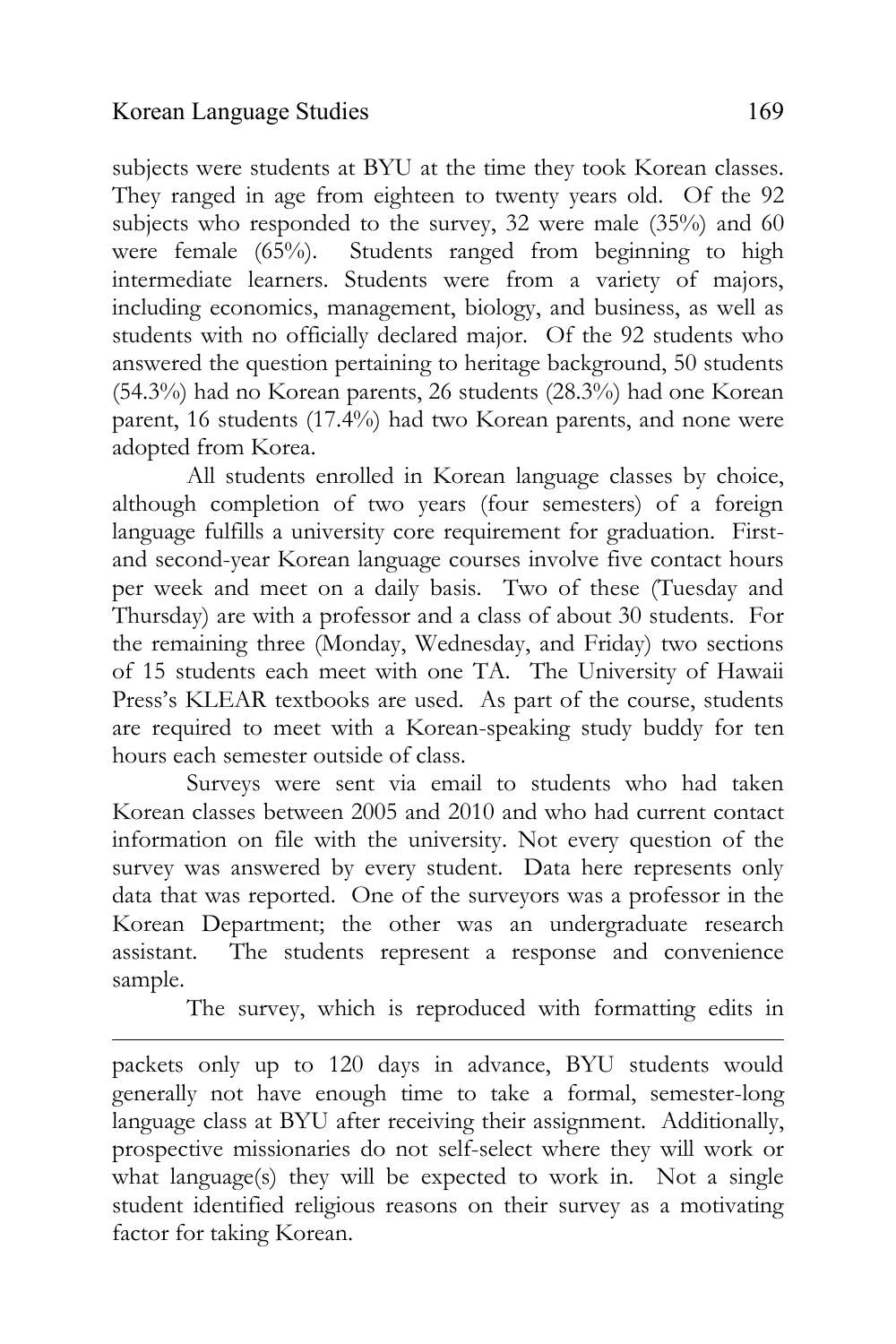subjects were students at BYU at the time they took Korean classes. They ranged in age from eighteen to twenty years old. Of the 92 subjects who responded to the survey, 32 were male (35%) and 60 were female (65%). Students ranged from beginning to high intermediate learners. Students were from a variety of majors, including economics, management, biology, and business, as well as students with no officially declared major. Of the 92 students who answered the question pertaining to heritage background, 50 students (54.3%) had no Korean parents, 26 students (28.3%) had one Korean parent, 16 students (17.4%) had two Korean parents, and none were adopted from Korea.

All students enrolled in Korean language classes by choice, although completion of two years (four semesters) of a foreign language fulfills a university core requirement for graduation. First- and second-year Korean language courses involve five contact hours per week and meet on a daily basis. Two of these (Tuesday and Thursday) are with a professor and a class of about 30 students. For the remaining three (Monday, Wednesday, and Friday) two sections of 15 students each meet with one TA. The University of Hawaii Press's KLEAR textbooks are used. As part of the course, students are required to meet with a Korean-speaking study buddy for ten hours each semester outside of class.

Surveys were sent via email to students who had taken Korean classes between 2005 and 2010 and who had current contact information on file with the university. Not every question of the survey was answered by every student. Data here represents only data that was reported. One of the surveyors was a professor in the Korean Department; the other was an undergraduate research assistant. The students represent a response and convenience sample.

The survey, which is reproduced with formatting edits in

---

packets only up to 120 days in advance, BYU students would generally not have enough time to take a formal, semester-long language class at BYU after receiving their assignment. Additionally, prospective missionaries do not self-select where they will work or what language(s) they will be expected to work in. Not a single student identified religious reasons on their survey as a motivating factor for taking Korean.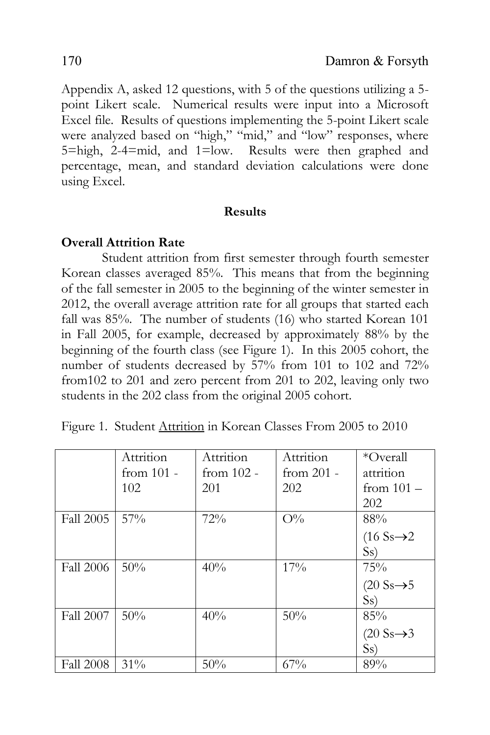Appendix A, asked 12 questions, with 5 of the questions utilizing a 5-point Likert scale. Numerical results were input into a Microsoft Excel file. Results of questions implementing the 5-point Likert scale were analyzed based on "high," "mid," and "low" responses, where 5=high, 2-4=mid, and 1=low. Results were then graphed and percentage, mean, and standard deviation calculations were done using Excel.

## Results

### Overall Attrition Rate

Student attrition from first semester through fourth semester Korean classes averaged 85%. This means that from the beginning of the fall semester in 2005 to the beginning of the winter semester in 2012, the overall average attrition rate for all groups that started each fall was 85%. The number of students (16) who started Korean 101 in Fall 2005, for example, decreased by approximately 88% by the beginning of the fourth class (see Figure 1). In this 2005 cohort, the number of students decreased by 57% from 101 to 102 and 72% from102 to 201 and zero percent from 201 to 202, leaving only two students in the 202 class from the original 2005 cohort.

Figure 1. Student Attrition in Korean Classes From 2005 to 2010

| | Attrition from 101 - 102 | Attrition from 102 - 201 | Attrition from 201 - 202 | *Overall attrition from 101 – 202 |
|---|---|---|---|---|
| Fall 2005 | 57% | 72% | O% | 88% (16 Ss→2 Ss) |
| Fall 2006 | 50% | 40% | 17% | 75% (20 Ss→5 Ss) |
| Fall 2007 | 50% | 40% | 50% | 85% (20 Ss→3 Ss) |
| Fall 2008 | 31% | 50% | 67% | 89% |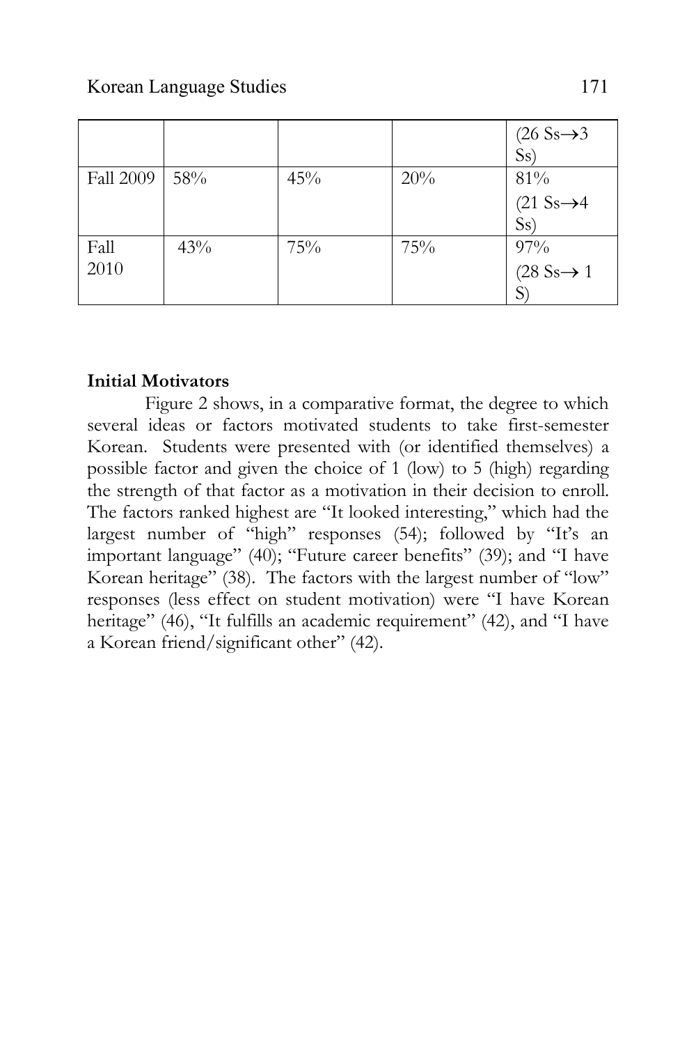|  |  |  |  | (26 Ss→3 Ss) |
|---|---|---|---|---|
| Fall 2009 | 58% | 45% | 20% | 81% (21 Ss→4 Ss) |
| Fall 2010 | 43% | 75% | 75% | 97% (28 Ss→ 1 S) |

**Initial Motivators**

Figure 2 shows, in a comparative format, the degree to which several ideas or factors motivated students to take first-semester Korean. Students were presented with (or identified themselves) a possible factor and given the choice of 1 (low) to 5 (high) regarding the strength of that factor as a motivation in their decision to enroll. The factors ranked highest are "It looked interesting," which had the largest number of "high" responses (54); followed by "It's an important language" (40); "Future career benefits" (39); and "I have Korean heritage" (38). The factors with the largest number of "low" responses (less effect on student motivation) were "I have Korean heritage" (46), "It fulfills an academic requirement" (42), and "I have a Korean friend/significant other" (42).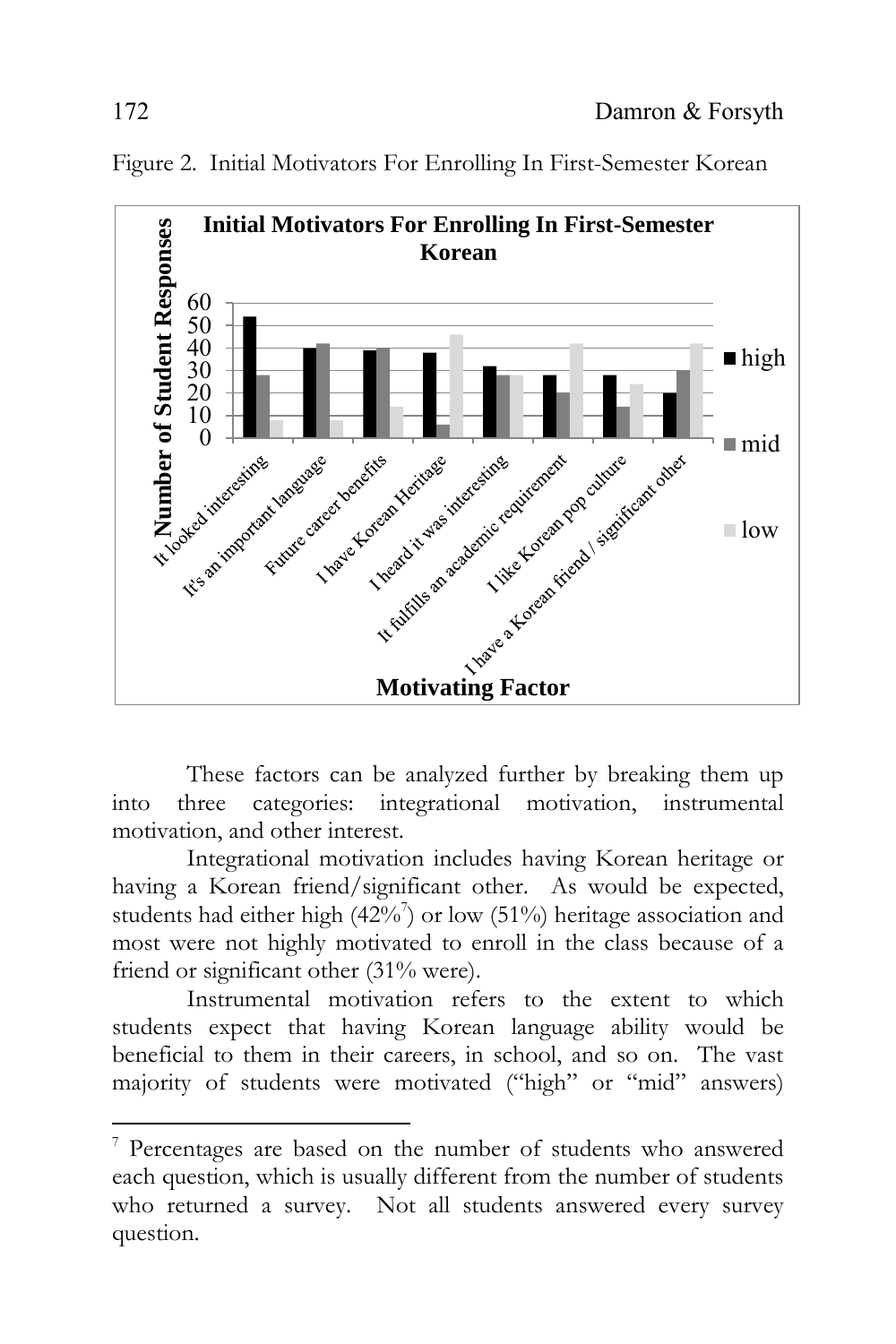Figure 2. Initial Motivators For Enrolling In First-Semester Korean

These factors can be analyzed further by breaking them up into three categories: integrational motivation, instrumental motivation, and other interest.

Integrational motivation includes having Korean heritage or having a Korean friend/significant other. As would be expected, students had either high (42%[7]) or low (51%) heritage association and most were not highly motivated to enroll in the class because of a friend or significant other (31% were).

Instrumental motivation refers to the extent to which students expect that having Korean language ability would be beneficial to them in their careers, in school, and so on. The vast majority of students were motivated ("high" or "mid" answers)

---

[7] Percentages are based on the number of students who answered each question, which is usually different from the number of students who returned a survey. Not all students answered every survey question.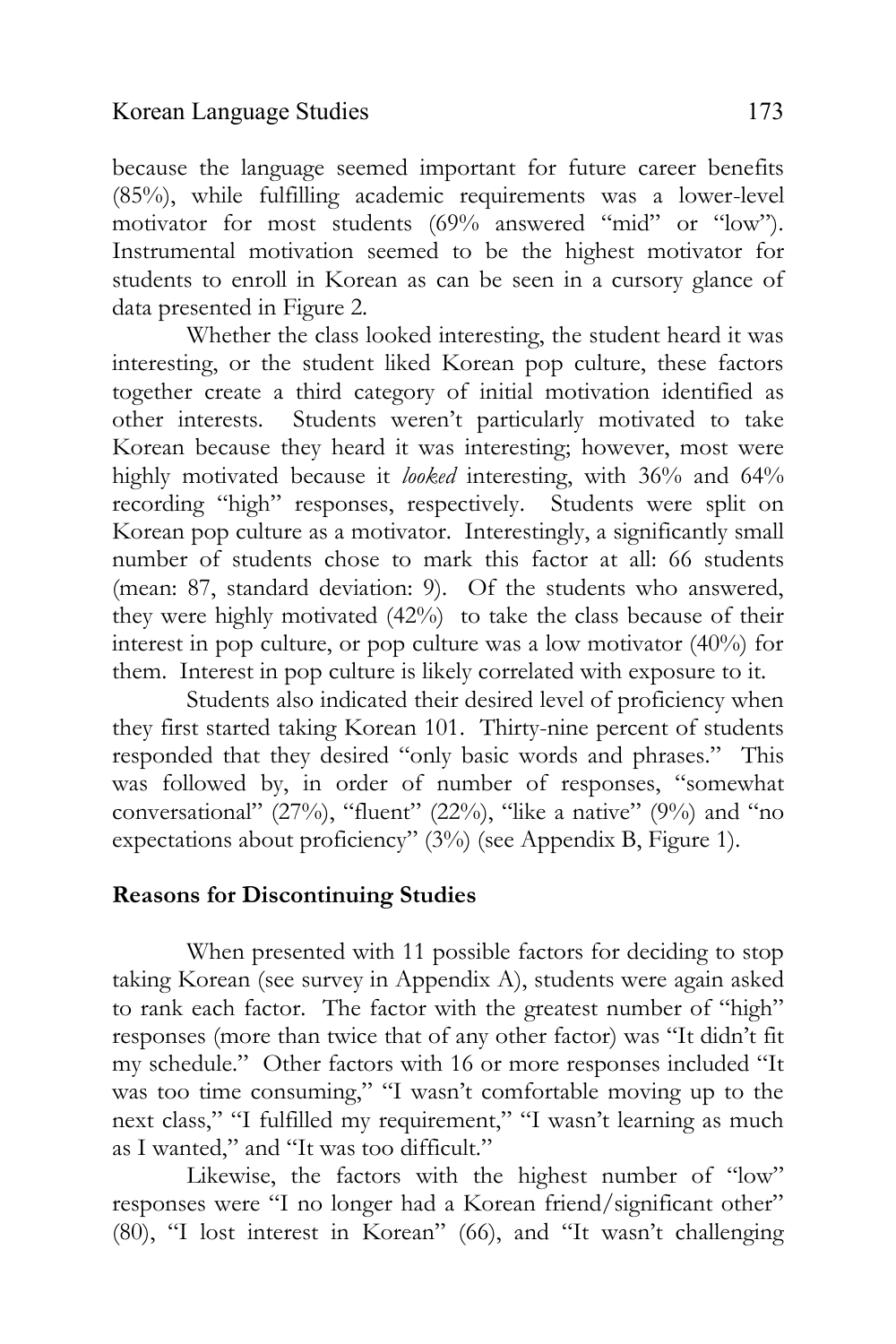because the language seemed important for future career benefits (85%), while fulfilling academic requirements was a lower-level motivator for most students (69% answered "mid" or "low"). Instrumental motivation seemed to be the highest motivator for students to enroll in Korean as can be seen in a cursory glance of data presented in Figure 2.

Whether the class looked interesting, the student heard it was interesting, or the student liked Korean pop culture, these factors together create a third category of initial motivation identified as other interests. Students weren't particularly motivated to take Korean because they heard it was interesting; however, most were highly motivated because it *looked* interesting, with 36% and 64% recording "high" responses, respectively. Students were split on Korean pop culture as a motivator. Interestingly, a significantly small number of students chose to mark this factor at all: 66 students (mean: 87, standard deviation: 9). Of the students who answered, they were highly motivated (42%) to take the class because of their interest in pop culture, or pop culture was a low motivator (40%) for them. Interest in pop culture is likely correlated with exposure to it.

Students also indicated their desired level of proficiency when they first started taking Korean 101. Thirty-nine percent of students responded that they desired "only basic words and phrases." This was followed by, in order of number of responses, "somewhat conversational" (27%), "fluent" (22%), "like a native" (9%) and "no expectations about proficiency" (3%) (see Appendix B, Figure 1).

**Reasons for Discontinuing Studies**

When presented with 11 possible factors for deciding to stop taking Korean (see survey in Appendix A), students were again asked to rank each factor. The factor with the greatest number of "high" responses (more than twice that of any other factor) was "It didn't fit my schedule." Other factors with 16 or more responses included "It was too time consuming," "I wasn't comfortable moving up to the next class," "I fulfilled my requirement," "I wasn't learning as much as I wanted," and "It was too difficult."

Likewise, the factors with the highest number of "low" responses were "I no longer had a Korean friend/significant other" (80), "I lost interest in Korean" (66), and "It wasn't challenging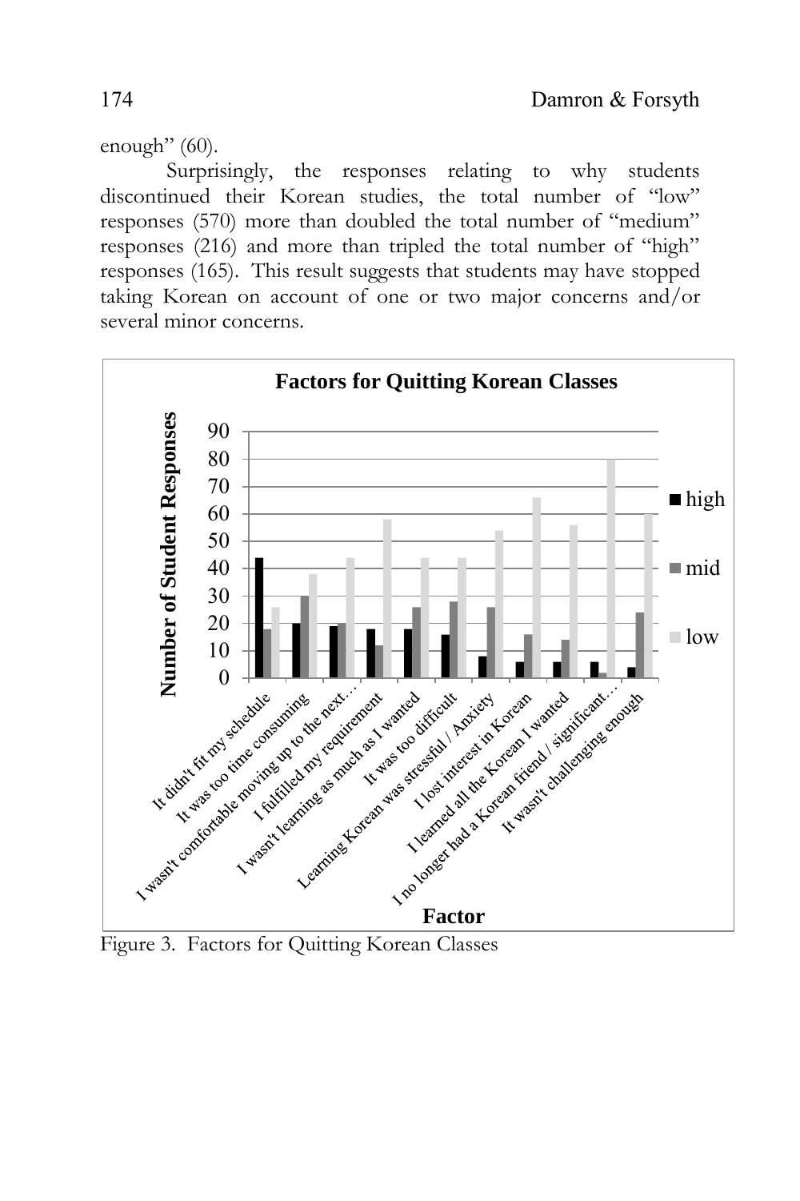enough" (60).

Surprisingly, the responses relating to why students discontinued their Korean studies, the total number of "low" responses (570) more than doubled the total number of "medium" responses (216) and more than tripled the total number of "high" responses (165). This result suggests that students may have stopped taking Korean on account of one or two major concerns and/or several minor concerns.

Figure 3. Factors for Quitting Korean Classes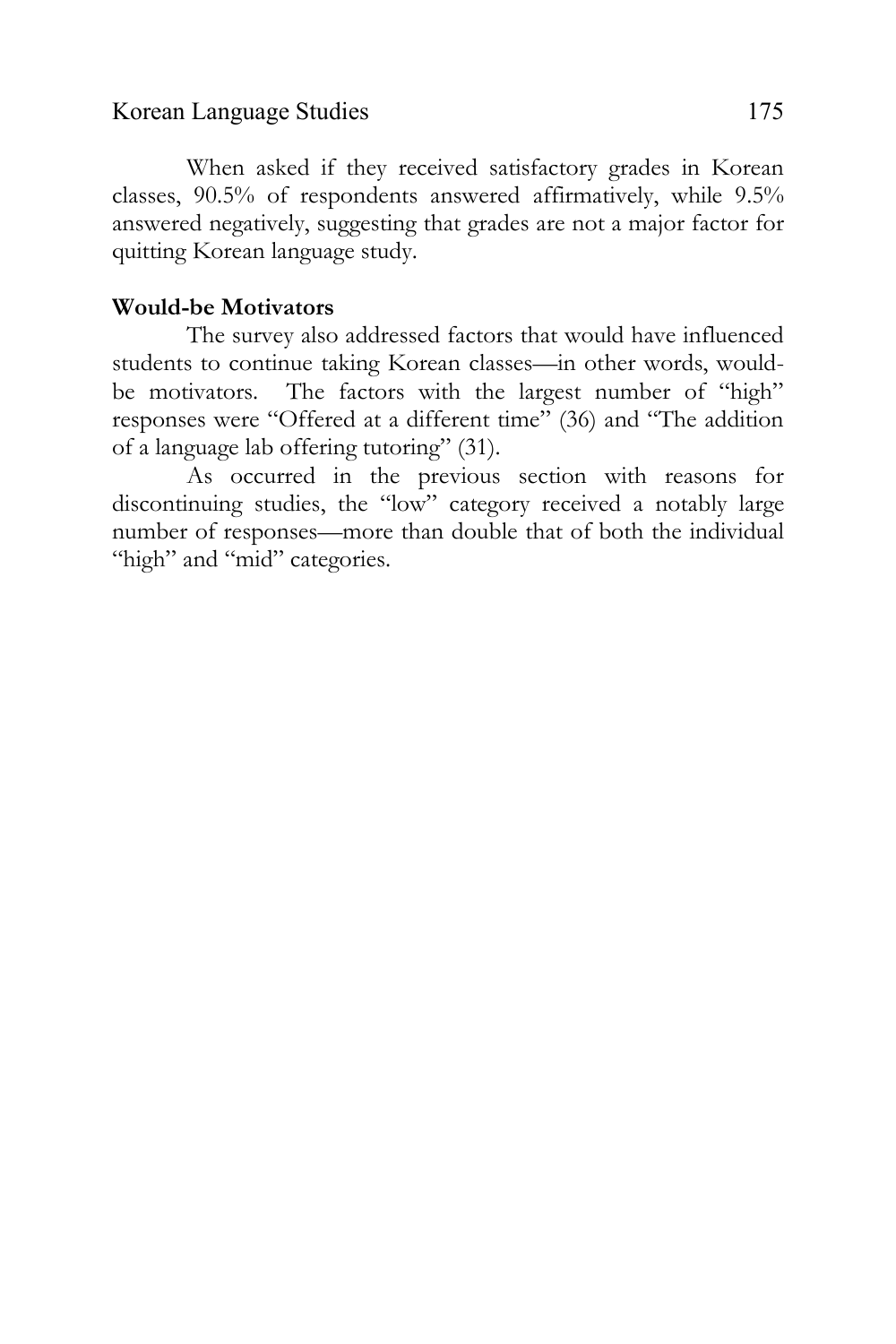When asked if they received satisfactory grades in Korean classes, 90.5% of respondents answered affirmatively, while 9.5% answered negatively, suggesting that grades are not a major factor for quitting Korean language study.

**Would-be Motivators**

The survey also addressed factors that would have influenced students to continue taking Korean classes—in other words, would-be motivators. The factors with the largest number of "high" responses were "Offered at a different time" (36) and "The addition of a language lab offering tutoring" (31).

As occurred in the previous section with reasons for discontinuing studies, the "low" category received a notably large number of responses—more than double that of both the individual "high" and "mid" categories.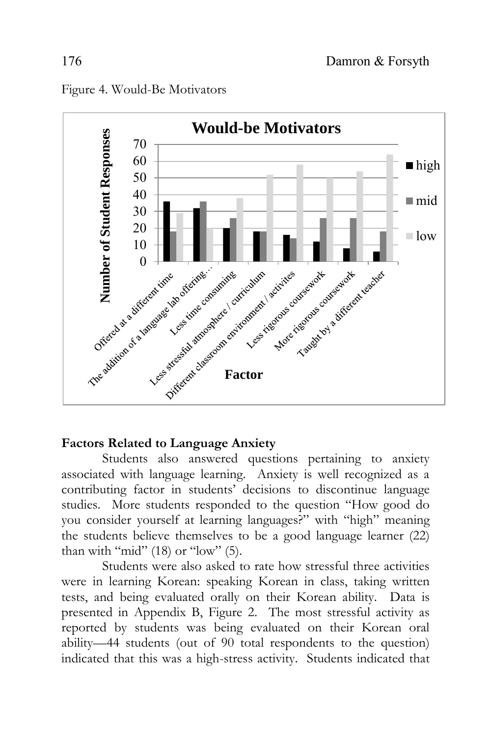Figure 4. Would-Be Motivators

**Factors Related to Language Anxiety**

Students also answered questions pertaining to anxiety associated with language learning. Anxiety is well recognized as a contributing factor in students' decisions to discontinue language studies. More students responded to the question "How good do you consider yourself at learning languages?" with "high" meaning the students believe themselves to be a good language learner (22) than with "mid" (18) or "low" (5).

Students were also asked to rate how stressful three activities were in learning Korean: speaking Korean in class, taking written tests, and being evaluated orally on their Korean ability. Data is presented in Appendix B, Figure 2. The most stressful activity as reported by students was being evaluated on their Korean oral ability—44 students (out of 90 total respondents to the question) indicated that this was a high-stress activity. Students indicated that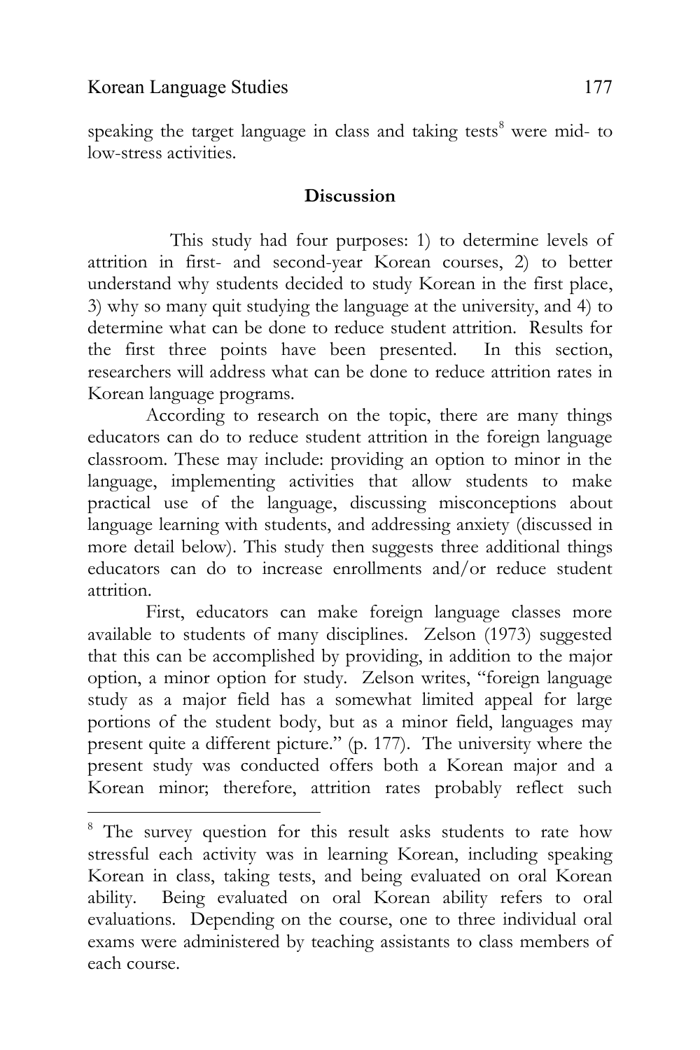speaking the target language in class and taking tests[8] were mid- to low-stress activities.

## Discussion

This study had four purposes: 1) to determine levels of attrition in first- and second-year Korean courses, 2) to better understand why students decided to study Korean in the first place, 3) why so many quit studying the language at the university, and 4) to determine what can be done to reduce student attrition. Results for the first three points have been presented. In this section, researchers will address what can be done to reduce attrition rates in Korean language programs.

According to research on the topic, there are many things educators can do to reduce student attrition in the foreign language classroom. These may include: providing an option to minor in the language, implementing activities that allow students to make practical use of the language, discussing misconceptions about language learning with students, and addressing anxiety (discussed in more detail below). This study then suggests three additional things educators can do to increase enrollments and/or reduce student attrition.

First, educators can make foreign language classes more available to students of many disciplines. Zelson (1973) suggested that this can be accomplished by providing, in addition to the major option, a minor option for study. Zelson writes, "foreign language study as a major field has a somewhat limited appeal for large portions of the student body, but as a minor field, languages may present quite a different picture." (p. 177). The university where the present study was conducted offers both a Korean major and a Korean minor; therefore, attrition rates probably reflect such

[8] The survey question for this result asks students to rate how stressful each activity was in learning Korean, including speaking Korean in class, taking tests, and being evaluated on oral Korean ability. Being evaluated on oral Korean ability refers to oral evaluations. Depending on the course, one to three individual oral exams were administered by teaching assistants to class members of each course.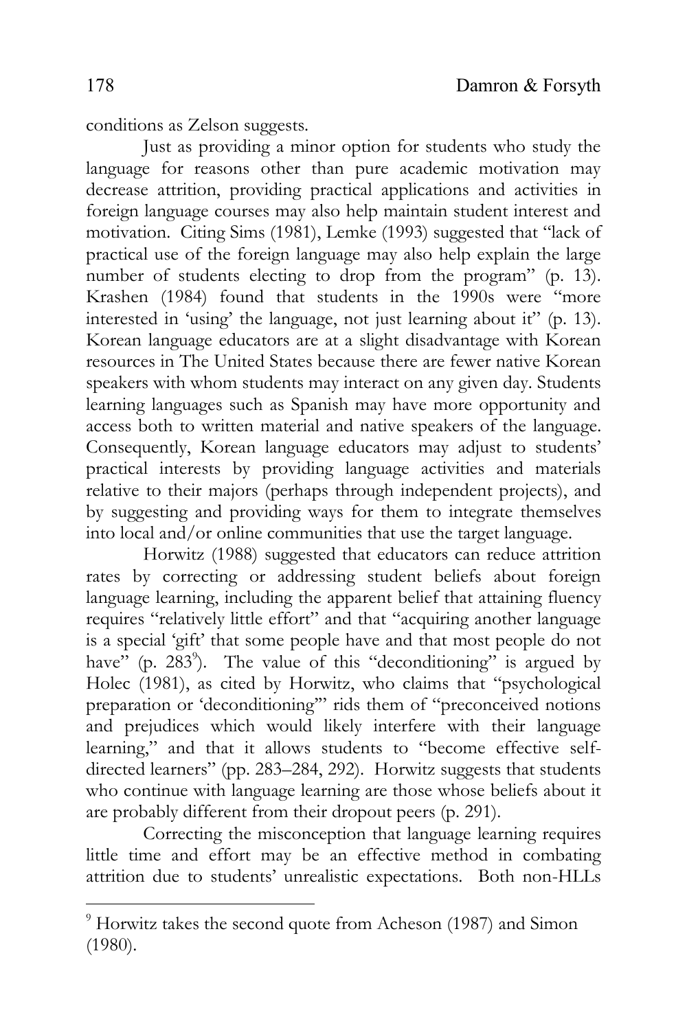conditions as Zelson suggests.

Just as providing a minor option for students who study the language for reasons other than pure academic motivation may decrease attrition, providing practical applications and activities in foreign language courses may also help maintain student interest and motivation. Citing Sims (1981), Lemke (1993) suggested that "lack of practical use of the foreign language may also help explain the large number of students electing to drop from the program" (p. 13). Krashen (1984) found that students in the 1990s were "more interested in 'using' the language, not just learning about it" (p. 13). Korean language educators are at a slight disadvantage with Korean resources in The United States because there are fewer native Korean speakers with whom students may interact on any given day. Students learning languages such as Spanish may have more opportunity and access both to written material and native speakers of the language. Consequently, Korean language educators may adjust to students' practical interests by providing language activities and materials relative to their majors (perhaps through independent projects), and by suggesting and providing ways for them to integrate themselves into local and/or online communities that use the target language.

Horwitz (1988) suggested that educators can reduce attrition rates by correcting or addressing student beliefs about foreign language learning, including the apparent belief that attaining fluency requires "relatively little effort" and that "acquiring another language is a special 'gift' that some people have and that most people do not have" (p. 283[9]). The value of this "deconditioning" is argued by Holec (1981), as cited by Horwitz, who claims that "psychological preparation or 'deconditioning'" rids them of "preconceived notions and prejudices which would likely interfere with their language learning," and that it allows students to "become effective self-directed learners" (pp. 283–284, 292). Horwitz suggests that students who continue with language learning are those whose beliefs about it are probably different from their dropout peers (p. 291).

Correcting the misconception that language learning requires little time and effort may be an effective method in combating attrition due to students' unrealistic expectations. Both non-HLLs

[9] Horwitz takes the second quote from Acheson (1987) and Simon (1980).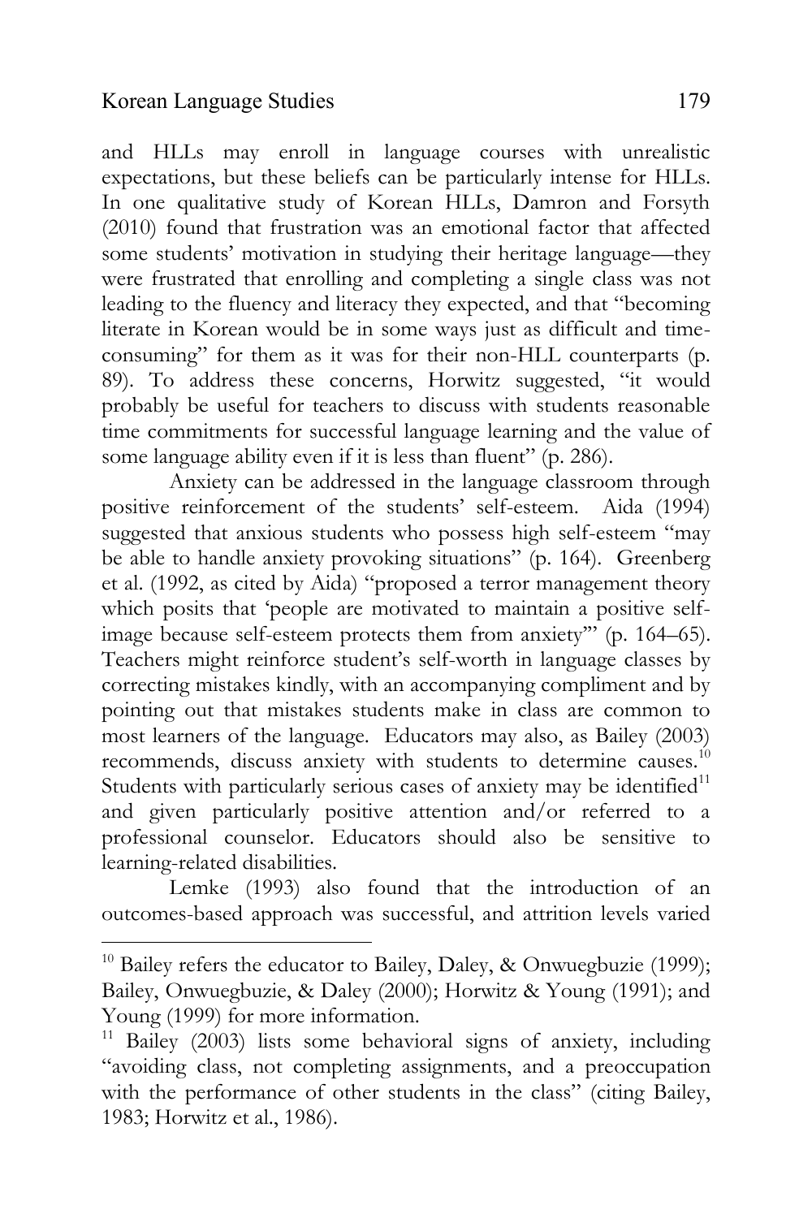and HLLs may enroll in language courses with unrealistic expectations, but these beliefs can be particularly intense for HLLs. In one qualitative study of Korean HLLs, Damron and Forsyth (2010) found that frustration was an emotional factor that affected some students' motivation in studying their heritage language—they were frustrated that enrolling and completing a single class was not leading to the fluency and literacy they expected, and that "becoming literate in Korean would be in some ways just as difficult and time-consuming" for them as it was for their non-HLL counterparts (p. 89). To address these concerns, Horwitz suggested, "it would probably be useful for teachers to discuss with students reasonable time commitments for successful language learning and the value of some language ability even if it is less than fluent" (p. 286).

Anxiety can be addressed in the language classroom through positive reinforcement of the students' self-esteem. Aida (1994) suggested that anxious students who possess high self-esteem "may be able to handle anxiety provoking situations" (p. 164). Greenberg et al. (1992, as cited by Aida) "proposed a terror management theory which posits that 'people are motivated to maintain a positive self-image because self-esteem protects them from anxiety'" (p. 164–65). Teachers might reinforce student's self-worth in language classes by correcting mistakes kindly, with an accompanying compliment and by pointing out that mistakes students make in class are common to most learners of the language. Educators may also, as Bailey (2003) recommends, discuss anxiety with students to determine causes.[10] Students with particularly serious cases of anxiety may be identified[11] and given particularly positive attention and/or referred to a professional counselor. Educators should also be sensitive to learning-related disabilities.

Lemke (1993) also found that the introduction of an outcomes-based approach was successful, and attrition levels varied

---

[10] Bailey refers the educator to Bailey, Daley, & Onwuegbuzie (1999); Bailey, Onwuegbuzie, & Daley (2000); Horwitz & Young (1991); and Young (1999) for more information.

[11] Bailey (2003) lists some behavioral signs of anxiety, including "avoiding class, not completing assignments, and a preoccupation with the performance of other students in the class" (citing Bailey, 1983; Horwitz et al., 1986).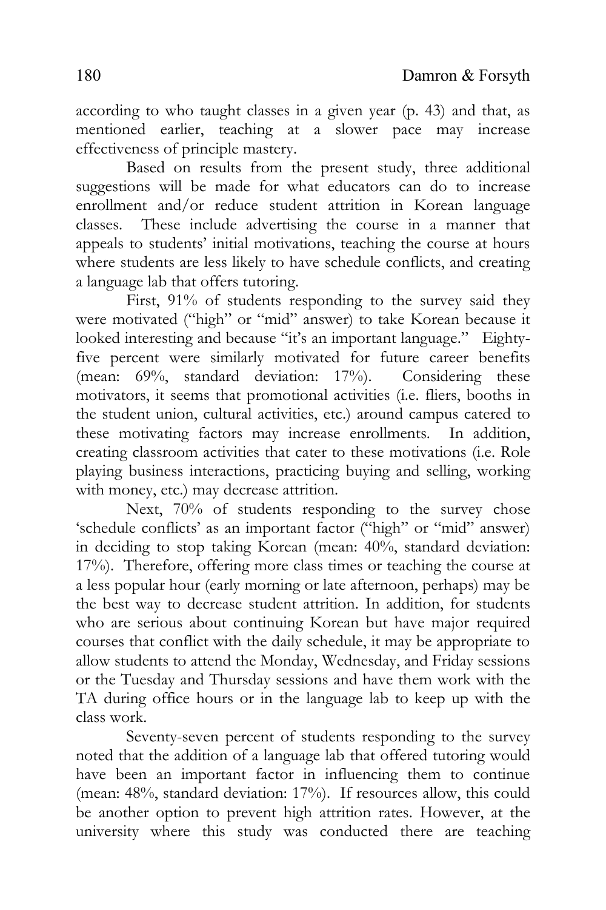according to who taught classes in a given year (p. 43) and that, as mentioned earlier, teaching at a slower pace may increase effectiveness of principle mastery.

Based on results from the present study, three additional suggestions will be made for what educators can do to increase enrollment and/or reduce student attrition in Korean language classes. These include advertising the course in a manner that appeals to students' initial motivations, teaching the course at hours where students are less likely to have schedule conflicts, and creating a language lab that offers tutoring.

First, 91% of students responding to the survey said they were motivated ("high" or "mid" answer) to take Korean because it looked interesting and because "it's an important language." Eighty-five percent were similarly motivated for future career benefits (mean: 69%, standard deviation: 17%). Considering these motivators, it seems that promotional activities (i.e. fliers, booths in the student union, cultural activities, etc.) around campus catered to these motivating factors may increase enrollments. In addition, creating classroom activities that cater to these motivations (i.e. Role playing business interactions, practicing buying and selling, working with money, etc.) may decrease attrition.

Next, 70% of students responding to the survey chose 'schedule conflicts' as an important factor ("high" or "mid" answer) in deciding to stop taking Korean (mean: 40%, standard deviation: 17%). Therefore, offering more class times or teaching the course at a less popular hour (early morning or late afternoon, perhaps) may be the best way to decrease student attrition. In addition, for students who are serious about continuing Korean but have major required courses that conflict with the daily schedule, it may be appropriate to allow students to attend the Monday, Wednesday, and Friday sessions or the Tuesday and Thursday sessions and have them work with the TA during office hours or in the language lab to keep up with the class work.

Seventy-seven percent of students responding to the survey noted that the addition of a language lab that offered tutoring would have been an important factor in influencing them to continue (mean: 48%, standard deviation: 17%). If resources allow, this could be another option to prevent high attrition rates. However, at the university where this study was conducted there are teaching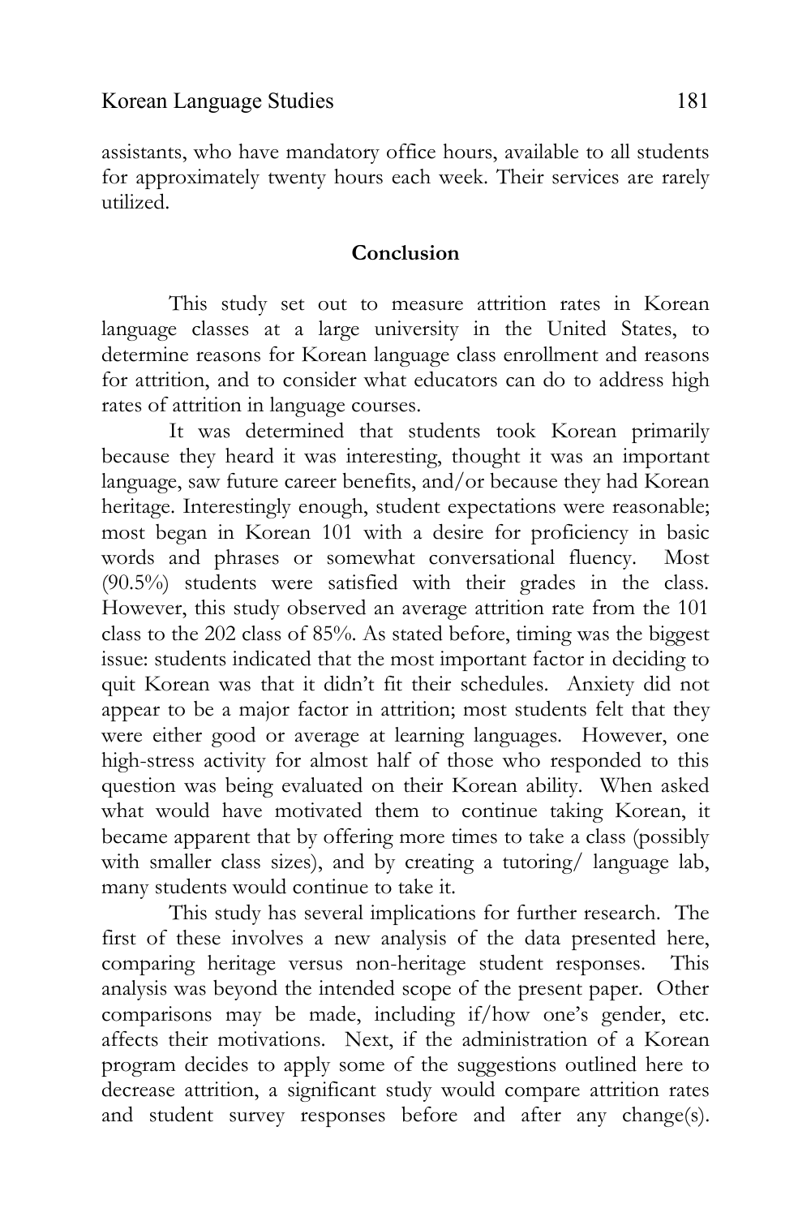assistants, who have mandatory office hours, available to all students for approximately twenty hours each week. Their services are rarely utilized.

## Conclusion

This study set out to measure attrition rates in Korean language classes at a large university in the United States, to determine reasons for Korean language class enrollment and reasons for attrition, and to consider what educators can do to address high rates of attrition in language courses.

It was determined that students took Korean primarily because they heard it was interesting, thought it was an important language, saw future career benefits, and/or because they had Korean heritage. Interestingly enough, student expectations were reasonable; most began in Korean 101 with a desire for proficiency in basic words and phrases or somewhat conversational fluency. Most (90.5%) students were satisfied with their grades in the class. However, this study observed an average attrition rate from the 101 class to the 202 class of 85%. As stated before, timing was the biggest issue: students indicated that the most important factor in deciding to quit Korean was that it didn't fit their schedules. Anxiety did not appear to be a major factor in attrition; most students felt that they were either good or average at learning languages. However, one high-stress activity for almost half of those who responded to this question was being evaluated on their Korean ability. When asked what would have motivated them to continue taking Korean, it became apparent that by offering more times to take a class (possibly with smaller class sizes), and by creating a tutoring/ language lab, many students would continue to take it.

This study has several implications for further research. The first of these involves a new analysis of the data presented here, comparing heritage versus non-heritage student responses. This analysis was beyond the intended scope of the present paper. Other comparisons may be made, including if/how one's gender, etc. affects their motivations. Next, if the administration of a Korean program decides to apply some of the suggestions outlined here to decrease attrition, a significant study would compare attrition rates and student survey responses before and after any change(s).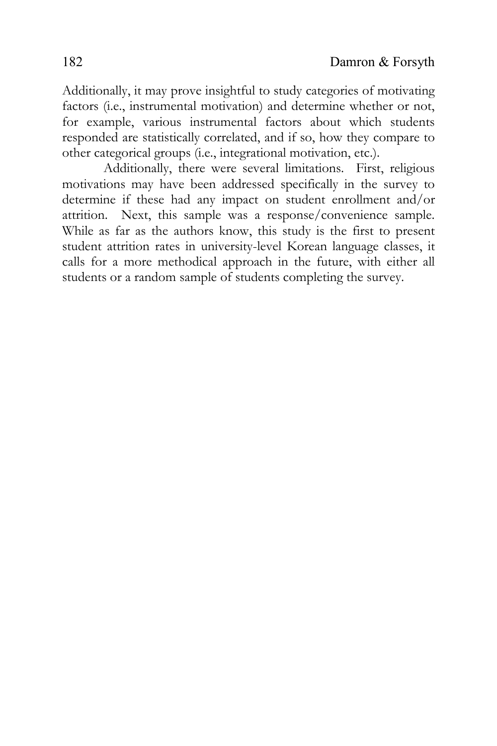Additionally, it may prove insightful to study categories of motivating factors (i.e., instrumental motivation) and determine whether or not, for example, various instrumental factors about which students responded are statistically correlated, and if so, how they compare to other categorical groups (i.e., integrational motivation, etc.).

Additionally, there were several limitations. First, religious motivations may have been addressed specifically in the survey to determine if these had any impact on student enrollment and/or attrition. Next, this sample was a response/convenience sample. While as far as the authors know, this study is the first to present student attrition rates in university-level Korean language classes, it calls for a more methodical approach in the future, with either all students or a random sample of students completing the survey.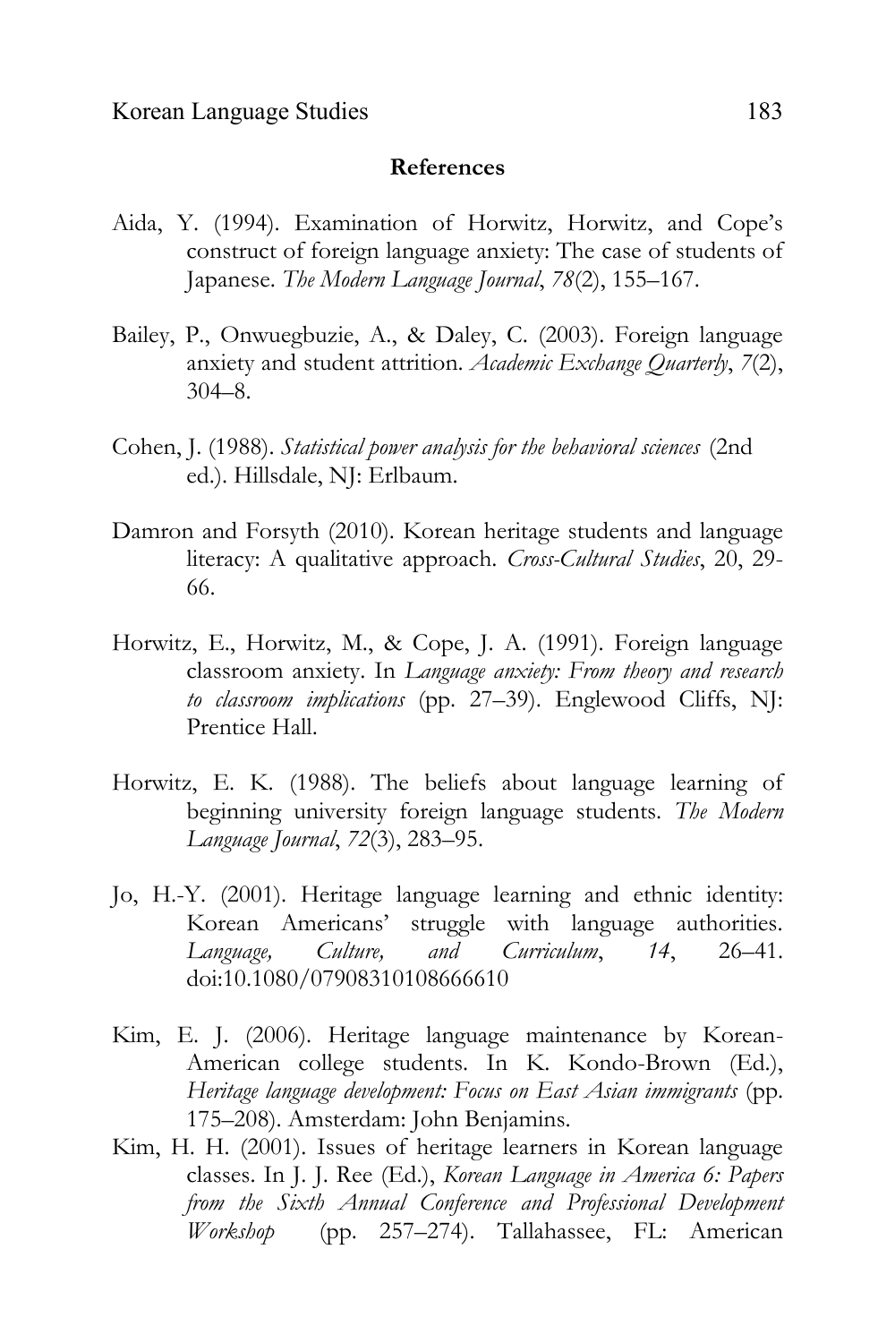**References**

Aida, Y. (1994). Examination of Horwitz, Horwitz, and Cope's construct of foreign language anxiety: The case of students of Japanese. *The Modern Language Journal*, *78*(2), 155–167.

Bailey, P., Onwuegbuzie, A., & Daley, C. (2003). Foreign language anxiety and student attrition. *Academic Exchange Quarterly*, *7*(2), 304–8.

Cohen, J. (1988). *Statistical power analysis for the behavioral sciences* (2nd ed.). Hillsdale, NJ: Erlbaum.

Damron and Forsyth (2010). Korean heritage students and language literacy: A qualitative approach. *Cross-Cultural Studies*, 20, 29-66.

Horwitz, E., Horwitz, M., & Cope, J. A. (1991). Foreign language classroom anxiety. In *Language anxiety: From theory and research to classroom implications* (pp. 27–39). Englewood Cliffs, NJ: Prentice Hall.

Horwitz, E. K. (1988). The beliefs about language learning of beginning university foreign language students. *The Modern Language Journal*, *72*(3), 283–95.

Jo, H.-Y. (2001). Heritage language learning and ethnic identity: Korean Americans' struggle with language authorities. *Language, Culture, and Curriculum*, *14*, 26–41. doi:10.1080/07908310108666610

Kim, E. J. (2006). Heritage language maintenance by Korean-American college students. In K. Kondo-Brown (Ed.), *Heritage language development: Focus on East Asian immigrants* (pp. 175–208). Amsterdam: John Benjamins.

Kim, H. H. (2001). Issues of heritage learners in Korean language classes. In J. J. Ree (Ed.), *Korean Language in America 6: Papers from the Sixth Annual Conference and Professional Development Workshop* (pp. 257–274). Tallahassee, FL: American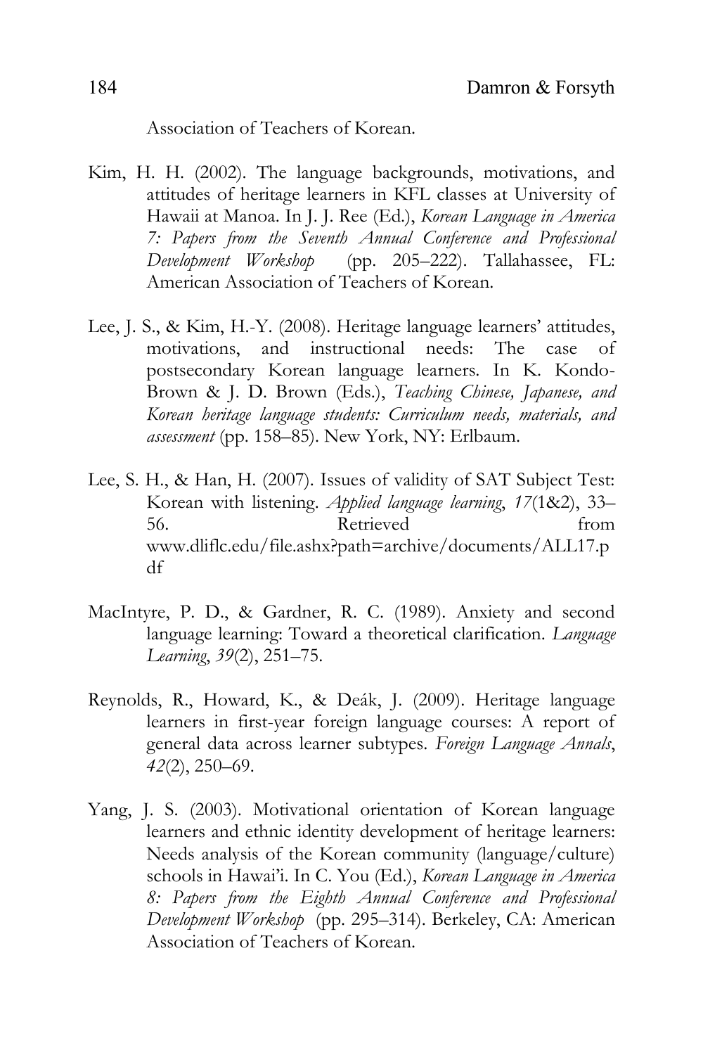Association of Teachers of Korean.

Kim, H. H. (2002). The language backgrounds, motivations, and attitudes of heritage learners in KFL classes at University of Hawaii at Manoa. In J. J. Ree (Ed.), *Korean Language in America 7: Papers from the Seventh Annual Conference and Professional Development Workshop* (pp. 205–222). Tallahassee, FL: American Association of Teachers of Korean.

Lee, J. S., & Kim, H.-Y. (2008). Heritage language learners' attitudes, motivations, and instructional needs: The case of postsecondary Korean language learners. In K. Kondo-Brown & J. D. Brown (Eds.), *Teaching Chinese, Japanese, and Korean heritage language students: Curriculum needs, materials, and assessment* (pp. 158–85). New York, NY: Erlbaum.

Lee, S. H., & Han, H. (2007). Issues of validity of SAT Subject Test: Korean with listening. *Applied language learning*, *17*(1&2), 33–56. Retrieved from www.dliflc.edu/file.ashx?path=archive/documents/ALL17.pdf

MacIntyre, P. D., & Gardner, R. C. (1989). Anxiety and second language learning: Toward a theoretical clarification. *Language Learning*, *39*(2), 251–75.

Reynolds, R., Howard, K., & Deák, J. (2009). Heritage language learners in first-year foreign language courses: A report of general data across learner subtypes. *Foreign Language Annals*, *42*(2), 250–69.

Yang, J. S. (2003). Motivational orientation of Korean language learners and ethnic identity development of heritage learners: Needs analysis of the Korean community (language/culture) schools in Hawai'i. In C. You (Ed.), *Korean Language in America 8: Papers from the Eighth Annual Conference and Professional Development Workshop* (pp. 295–314). Berkeley, CA: American Association of Teachers of Korean.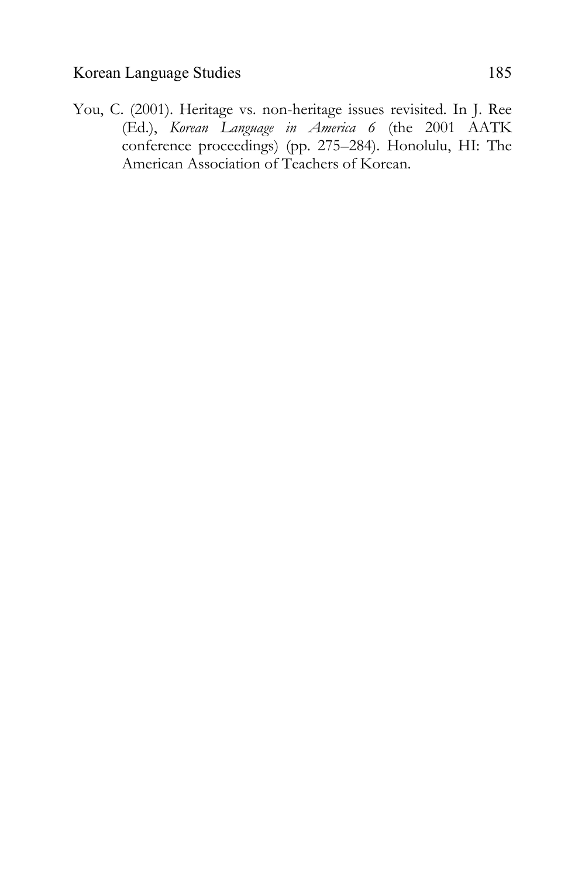You, C. (2001). Heritage vs. non-heritage issues revisited. In J. Ree (Ed.), *Korean Language in America 6* (the 2001 AATK conference proceedings) (pp. 275–284). Honolulu, HI: The American Association of Teachers of Korean.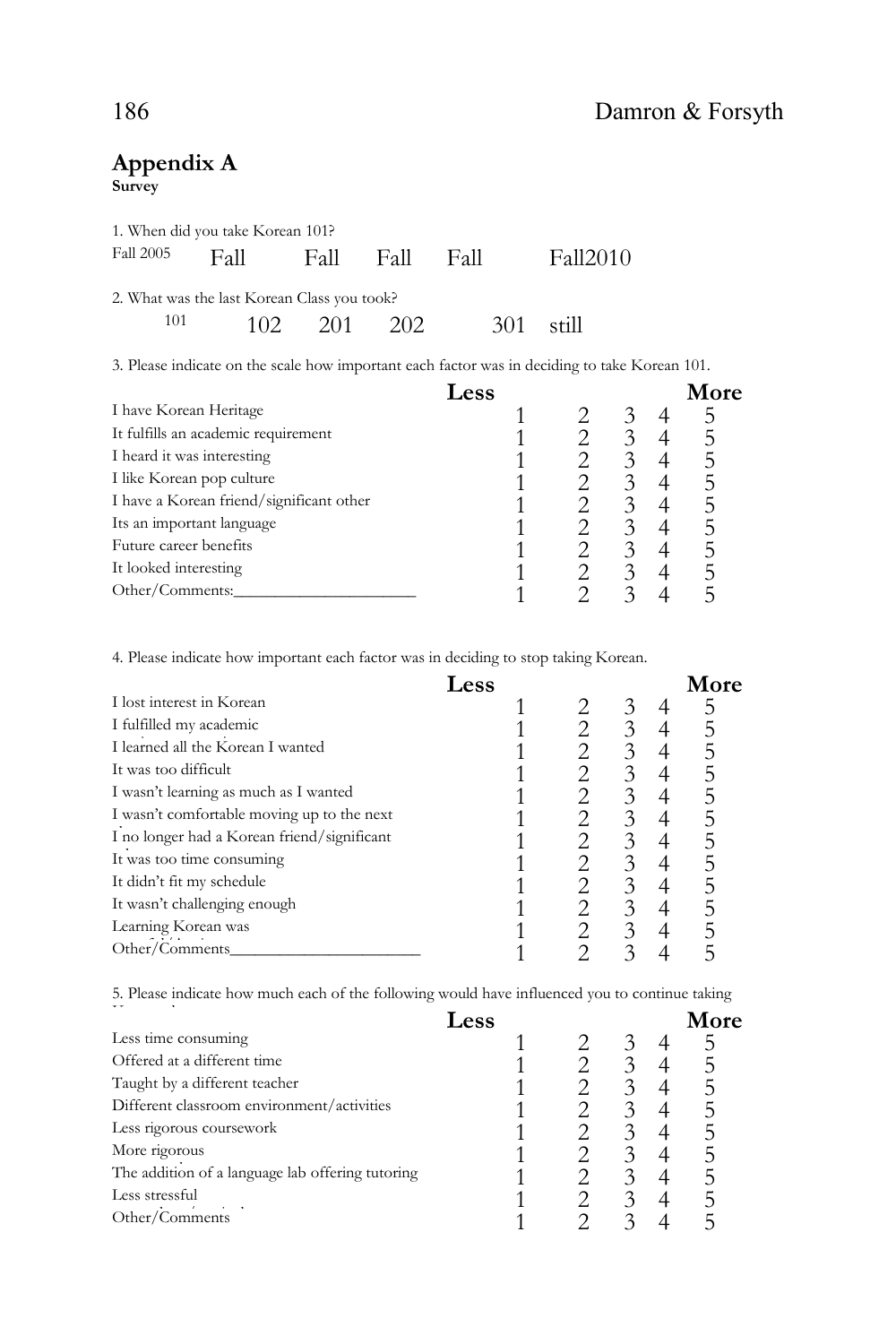## Appendix A

**Survey**

1. When did you take Korean 101?

Fall 2005    Fall    Fall    Fall    Fall    Fall2010

2. What was the last Korean Class you took?

101    102    201    202    301    still

3. Please indicate on the scale how important each factor was in deciding to take Korean 101.

| | Less | | | | More |
|---|---|---|---|---|---|
| I have Korean Heritage | 1 | 2 | 3 | 4 | 5 |
| It fulfills an academic requirement | 1 | 2 | 3 | 4 | 5 |
| I heard it was interesting | 1 | 2 | 3 | 4 | 5 |
| I like Korean pop culture | 1 | 2 | 3 | 4 | 5 |
| I have a Korean friend/significant other | 1 | 2 | 3 | 4 | 5 |
| Its an important language | 1 | 2 | 3 | 4 | 5 |
| Future career benefits | 1 | 2 | 3 | 4 | 5 |
| It looked interesting | 1 | 2 | 3 | 4 | 5 |
| Other/Comments:______________________ | 1 | 2 | 3 | 4 | 5 |

4. Please indicate how important each factor was in deciding to stop taking Korean.

| | Less | | | | More |
|---|---|---|---|---|---|
| I lost interest in Korean | 1 | 2 | 3 | 4 | 5 |
| I fulfilled my academic | 1 | 2 | 3 | 4 | 5 |
| I learned all the Korean I wanted | 1 | 2 | 3 | 4 | 5 |
| It was too difficult | 1 | 2 | 3 | 4 | 5 |
| I wasn't learning as much as I wanted | 1 | 2 | 3 | 4 | 5 |
| I wasn't comfortable moving up to the next | 1 | 2 | 3 | 4 | 5 |
| I no longer had a Korean friend/significant | 1 | 2 | 3 | 4 | 5 |
| It was too time consuming | 1 | 2 | 3 | 4 | 5 |
| It didn't fit my schedule | 1 | 2 | 3 | 4 | 5 |
| It wasn't challenging enough | 1 | 2 | 3 | 4 | 5 |
| Learning Korean was | 1 | 2 | 3 | 4 | 5 |
| Other/Comments______________________ | 1 | 2 | 3 | 4 | 5 |

5. Please indicate how much each of the following would have influenced you to continue taking

| | Less | | | | More |
|---|---|---|---|---|---|
| Less time consuming | 1 | 2 | 3 | 4 | 5 |
| Offered at a different time | 1 | 2 | 3 | 4 | 5 |
| Taught by a different teacher | 1 | 2 | 3 | 4 | 5 |
| Different classroom environment/activities | 1 | 2 | 3 | 4 | 5 |
| Less rigorous coursework | 1 | 2 | 3 | 4 | 5 |
| More rigorous | 1 | 2 | 3 | 4 | 5 |
| The addition of a language lab offering tutoring | 1 | 2 | 3 | 4 | 5 |
| Less stressful | 1 | 2 | 3 | 4 | 5 |
| Other/Comments | 1 | 2 | 3 | 4 | 5 |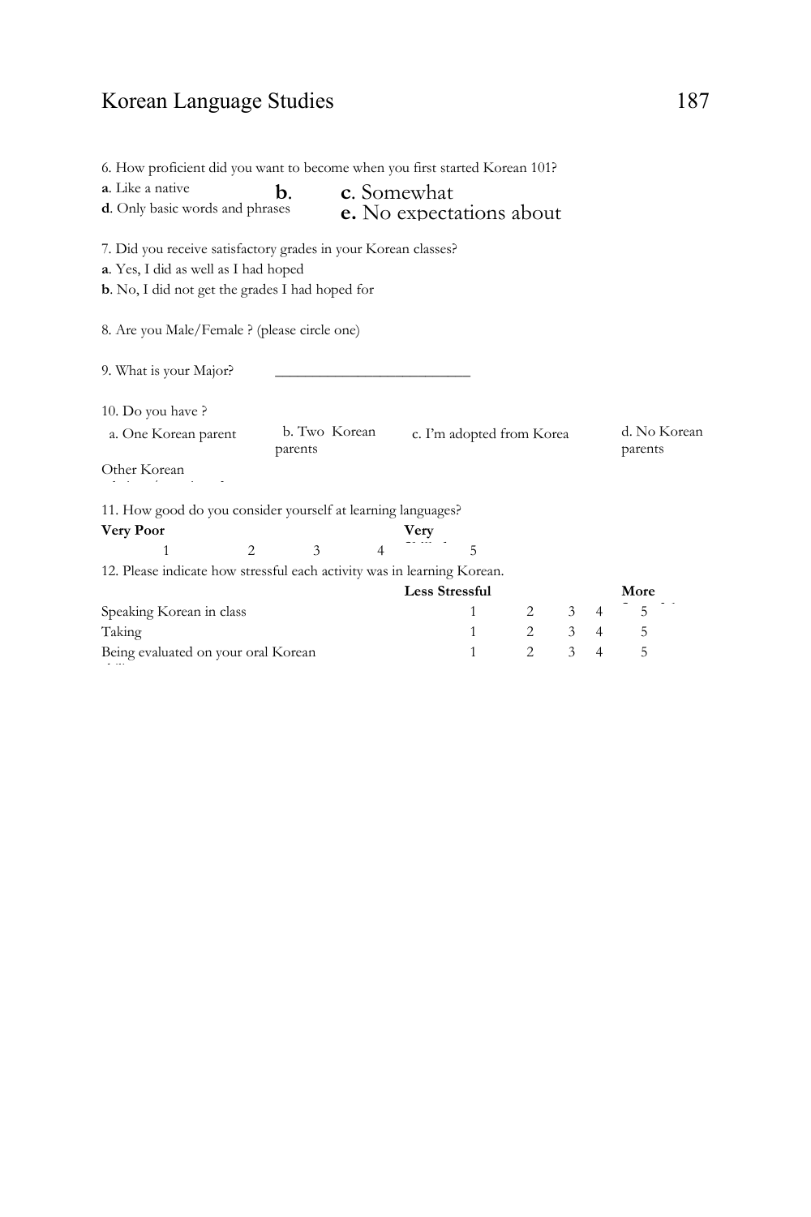6. How proficient did you want to become when you first started Korean 101?

**a**. Like a native **b**. **c**. Somewhat
**d**. Only basic words and phrases **e.** No expectations about

7. Did you receive satisfactory grades in your Korean classes?

**a**. Yes, I did as well as I had hoped
**b**. No, I did not get the grades I had hoped for

8. Are you Male/Female ? (please circle one)

9. What is your Major? ___________________________

10. Do you have ?

a. One Korean parent b. Two Korean parents c. I'm adopted from Korea d. No Korean parents

Other Korean

11. How good do you consider yourself at learning languages?

| **Very Poor** | | | | **Very** |
|---|---|---|---|---|
| 1 | 2 | 3 | 4 | 5 |

12. Please indicate how stressful each activity was in learning Korean.

| | **Less Stressful** | | | | **More** |
|---|---|---|---|---|---|
| Speaking Korean in class | 1 | 2 | 3 | 4 | 5 |
| Taking | 1 | 2 | 3 | 4 | 5 |
| Being evaluated on your oral Korean | 1 | 2 | 3 | 4 | 5 |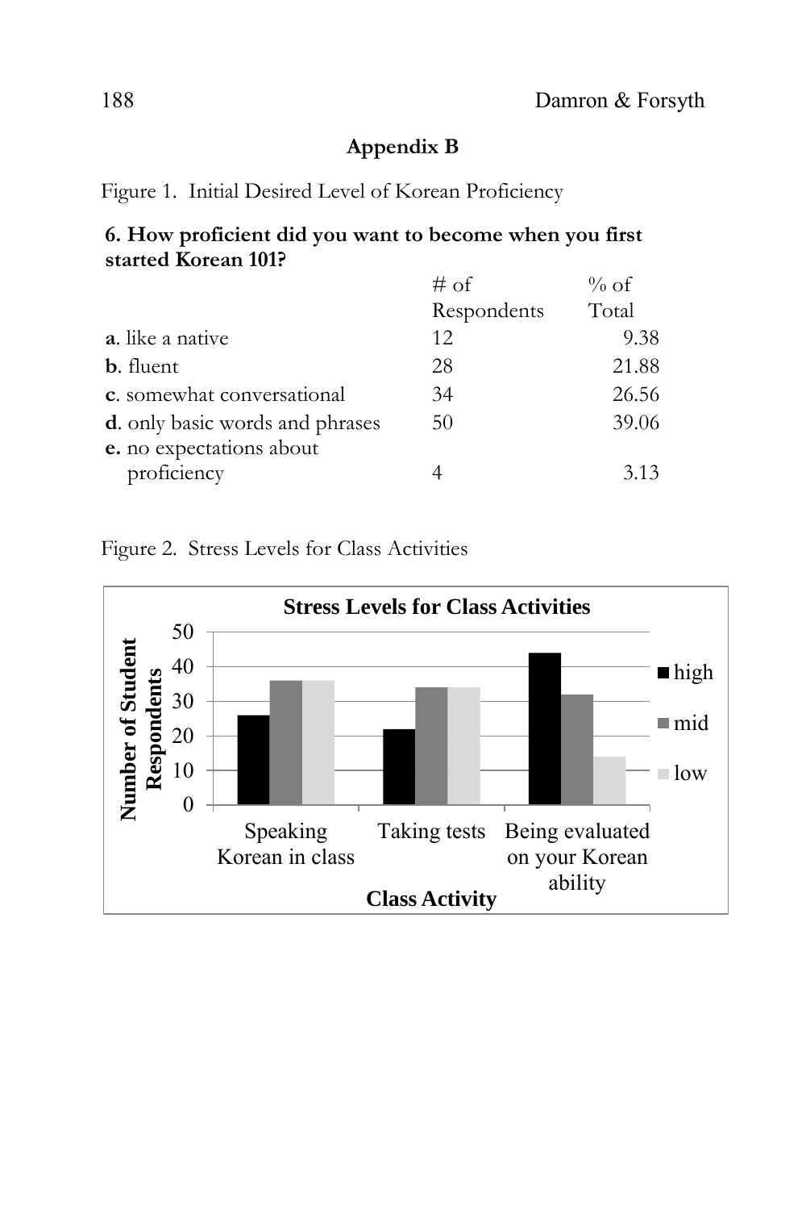## Appendix B

Figure 1. Initial Desired Level of Korean Proficiency

**6. How proficient did you want to become when you first started Korean 101?**

| | # of Respondents | % of Total |
|---|---|---|
| **a**. like a native | 12 | 9.38 |
| **b**. fluent | 28 | 21.88 |
| **c**. somewhat conversational | 34 | 26.56 |
| **d**. only basic words and phrases | 50 | 39.06 |
| **e.** no expectations about proficiency | 4 | 3.13 |

Figure 2. Stress Levels for Class Activities

Stress Levels for Class Activities

Number of Student Respondents

50
40
30
20
10
0

high
mid
low

Speaking Korean in class
Taking tests
Being evaluated on your Korean ability

Class Activity